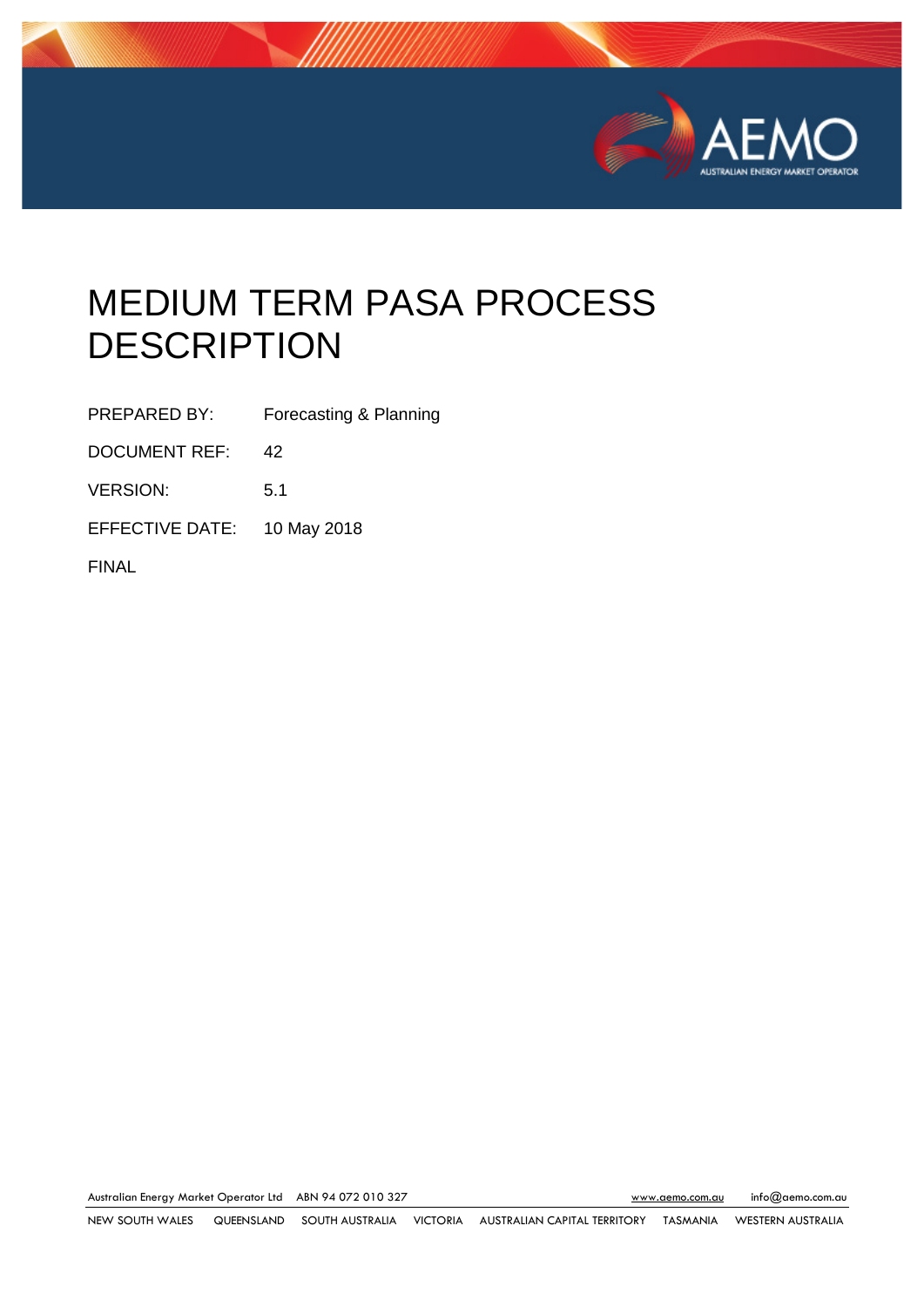# MEDIUM TERM PASA PROCESS DESCRIPTION

| | |
|---|---|
| PREPARED BY: | Forecasting & Planning |
| DOCUMENT REF: | 42 |
| VERSION: | 5.1 |
| EFFECTIVE DATE: | 10 May 2018 |

FINAL

Australian Energy Market Operator Ltd ABN 94 072 010 327 www.aemo.com.au info@aemo.com.au

NEW SOUTH WALES QUEENSLAND SOUTH AUSTRALIA VICTORIA AUSTRALIAN CAPITAL TERRITORY TASMANIA WESTERN AUSTRALIA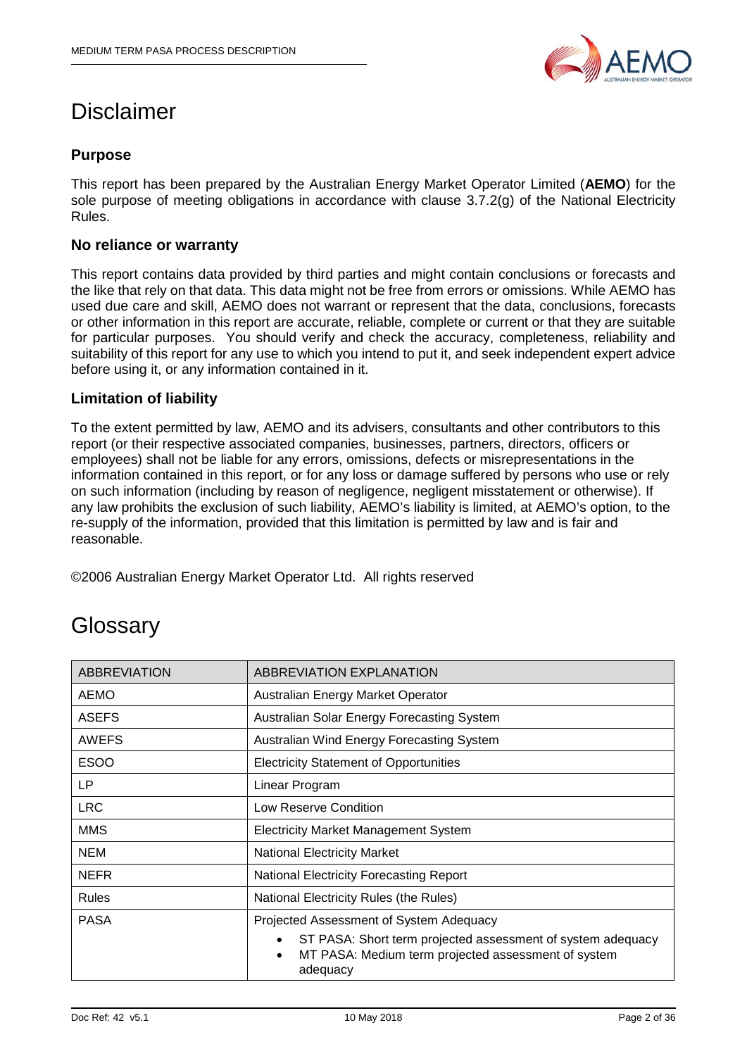# Disclaimer

### Purpose

This report has been prepared by the Australian Energy Market Operator Limited (**AEMO**) for the sole purpose of meeting obligations in accordance with clause 3.7.2(g) of the National Electricity Rules.

### No reliance or warranty

This report contains data provided by third parties and might contain conclusions or forecasts and the like that rely on that data. This data might not be free from errors or omissions. While AEMO has used due care and skill, AEMO does not warrant or represent that the data, conclusions, forecasts or other information in this report are accurate, reliable, complete or current or that they are suitable for particular purposes. You should verify and check the accuracy, completeness, reliability and suitability of this report for any use to which you intend to put it, and seek independent expert advice before using it, or any information contained in it.

### Limitation of liability

To the extent permitted by law, AEMO and its advisers, consultants and other contributors to this report (or their respective associated companies, businesses, partners, directors, officers or employees) shall not be liable for any errors, omissions, defects or misrepresentations in the information contained in this report, or for any loss or damage suffered by persons who use or rely on such information (including by reason of negligence, negligent misstatement or otherwise). If any law prohibits the exclusion of such liability, AEMO's liability is limited, at AEMO's option, to the re-supply of the information, provided that this limitation is permitted by law and is fair and reasonable.

©2006 Australian Energy Market Operator Ltd. All rights reserved

# Glossary

| ABBREVIATION | ABBREVIATION EXPLANATION |
|---|---|
| AEMO | Australian Energy Market Operator |
| ASEFS | Australian Solar Energy Forecasting System |
| AWEFS | Australian Wind Energy Forecasting System |
| ESOO | Electricity Statement of Opportunities |
| LP | Linear Program |
| LRC | Low Reserve Condition |
| MMS | Electricity Market Management System |
| NEM | National Electricity Market |
| NEFR | National Electricity Forecasting Report |
| Rules | National Electricity Rules (the Rules) |
| PASA | Projected Assessment of System Adequacy<br>• ST PASA: Short term projected assessment of system adequacy<br>• MT PASA: Medium term projected assessment of system adequacy |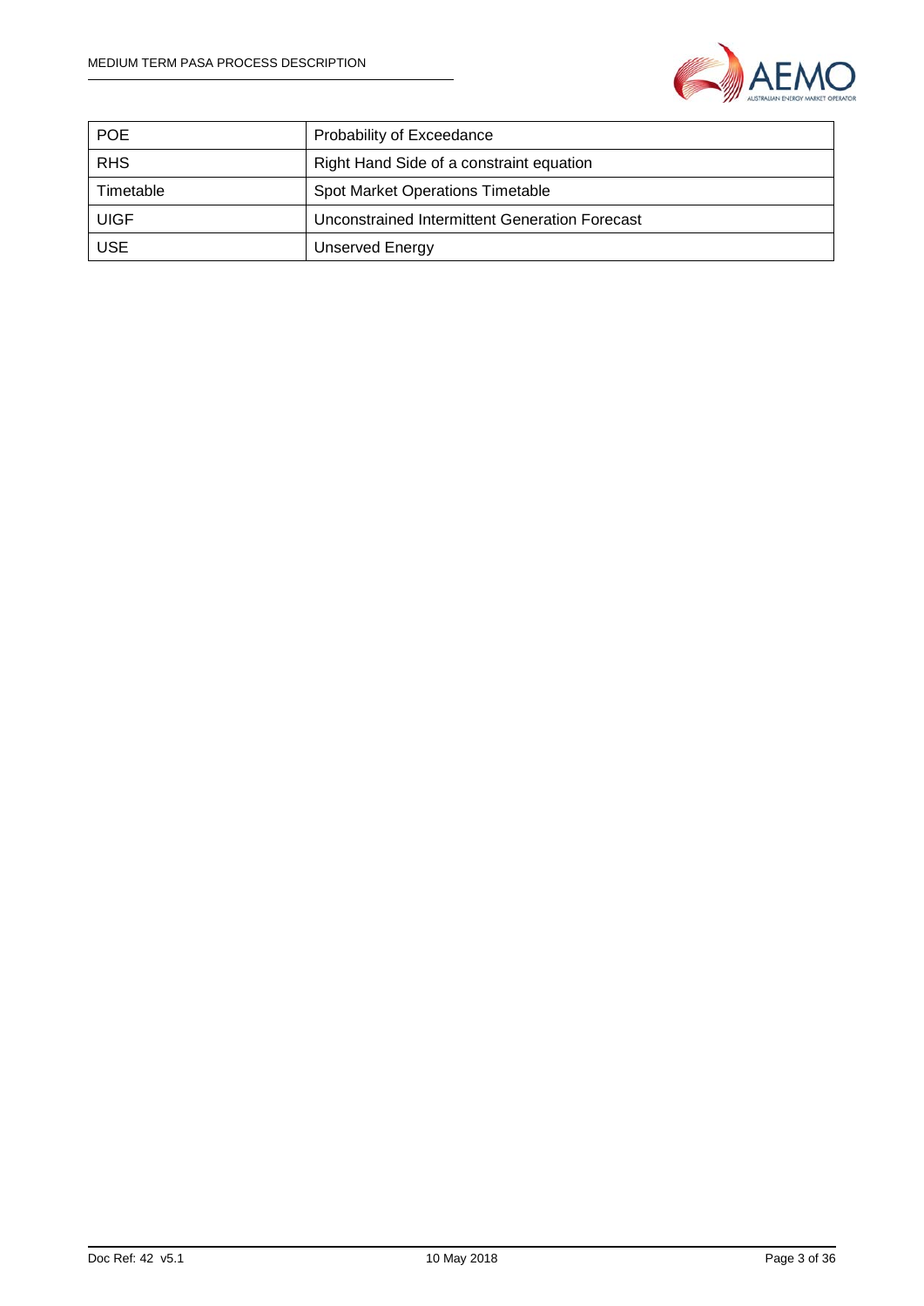| | |
|---|---|
| POE | Probability of Exceedance |
| RHS | Right Hand Side of a constraint equation |
| Timetable | Spot Market Operations Timetable |
| UIGF | Unconstrained Intermittent Generation Forecast |
| USE | Unserved Energy |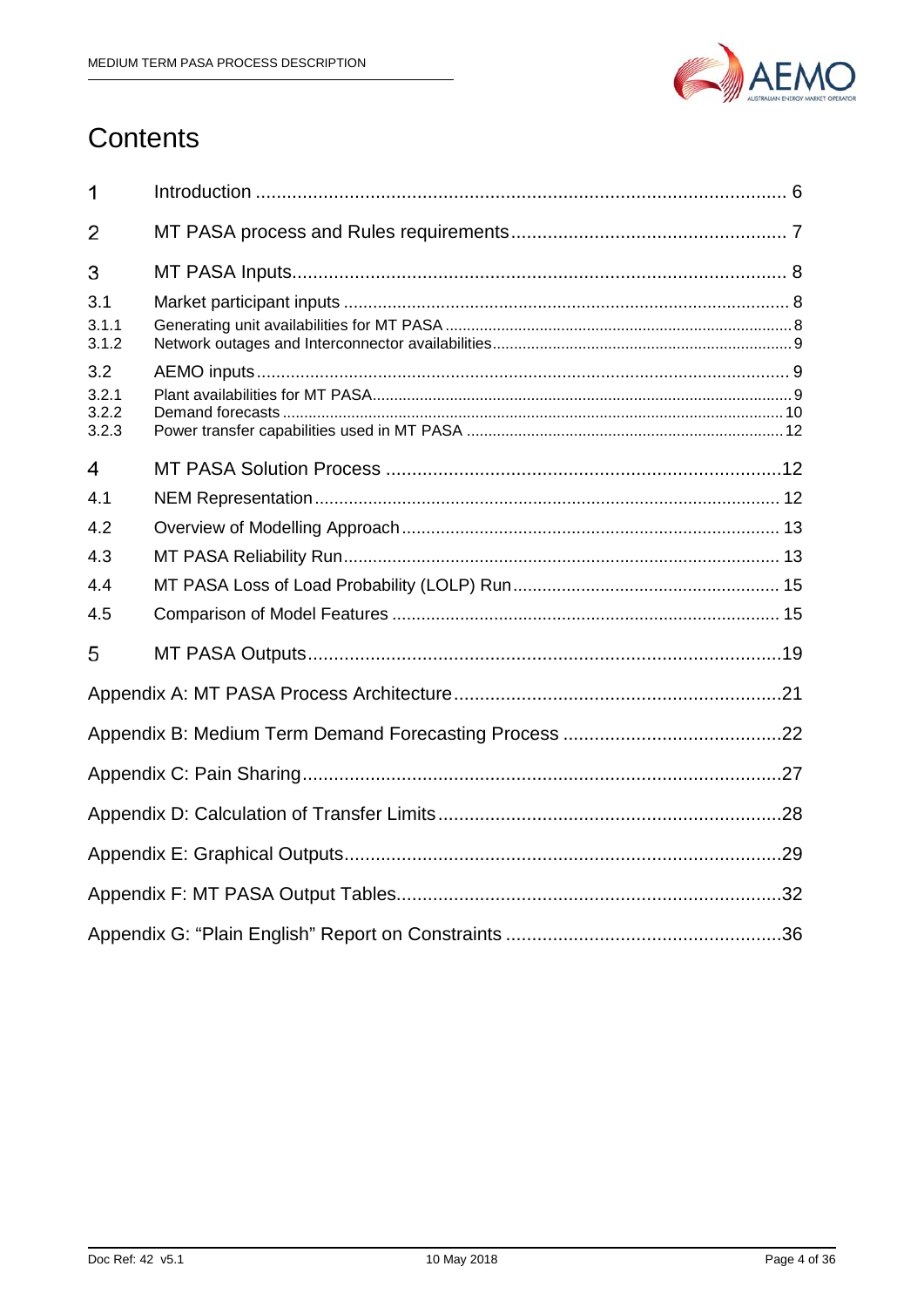# Contents

| | | |
|---|---|---|
| 1 | Introduction | 6 |
| 2 | MT PASA process and Rules requirements | 7 |
| 3 | MT PASA Inputs | 8 |
| 3.1 | Market participant inputs | 8 |
| 3.1.1 | Generating unit availabilities for MT PASA | 8 |
| 3.1.2 | Network outages and Interconnector availabilities | 9 |
| 3.2 | AEMO inputs | 9 |
| 3.2.1 | Plant availabilities for MT PASA | 9 |
| 3.2.2 | Demand forecasts | 10 |
| 3.2.3 | Power transfer capabilities used in MT PASA | 12 |
| 4 | MT PASA Solution Process | 12 |
| 4.1 | NEM Representation | 12 |
| 4.2 | Overview of Modelling Approach | 13 |
| 4.3 | MT PASA Reliability Run | 13 |
| 4.4 | MT PASA Loss of Load Probability (LOLP) Run | 15 |
| 4.5 | Comparison of Model Features | 15 |
| 5 | MT PASA Outputs | 19 |
| | Appendix A: MT PASA Process Architecture | 21 |
| | Appendix B: Medium Term Demand Forecasting Process | 22 |
| | Appendix C: Pain Sharing | 27 |
| | Appendix D: Calculation of Transfer Limits | 28 |
| | Appendix E: Graphical Outputs | 29 |
| | Appendix F: MT PASA Output Tables | 32 |
| | Appendix G: "Plain English" Report on Constraints | 36 |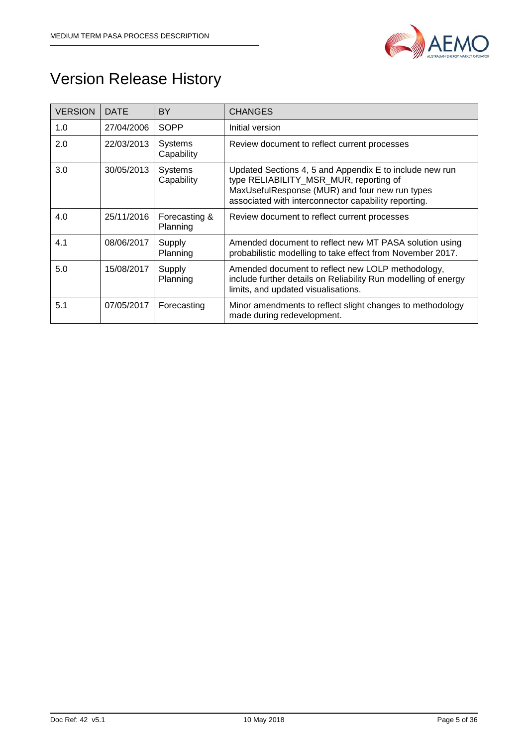# Version Release History

| VERSION | DATE | BY | CHANGES |
| --- | --- | --- | --- |
| 1.0 | 27/04/2006 | SOPP | Initial version |
| 2.0 | 22/03/2013 | Systems Capability | Review document to reflect current processes |
| 3.0 | 30/05/2013 | Systems Capability | Updated Sections 4, 5 and Appendix E to include new run type RELIABILITY_MSR_MUR, reporting of MaxUsefulResponse (MUR) and four new run types associated with interconnector capability reporting. |
| 4.0 | 25/11/2016 | Forecasting & Planning | Review document to reflect current processes |
| 4.1 | 08/06/2017 | Supply Planning | Amended document to reflect new MT PASA solution using probabilistic modelling to take effect from November 2017. |
| 5.0 | 15/08/2017 | Supply Planning | Amended document to reflect new LOLP methodology, include further details on Reliability Run modelling of energy limits, and updated visualisations. |
| 5.1 | 07/05/2017 | Forecasting | Minor amendments to reflect slight changes to methodology made during redevelopment. |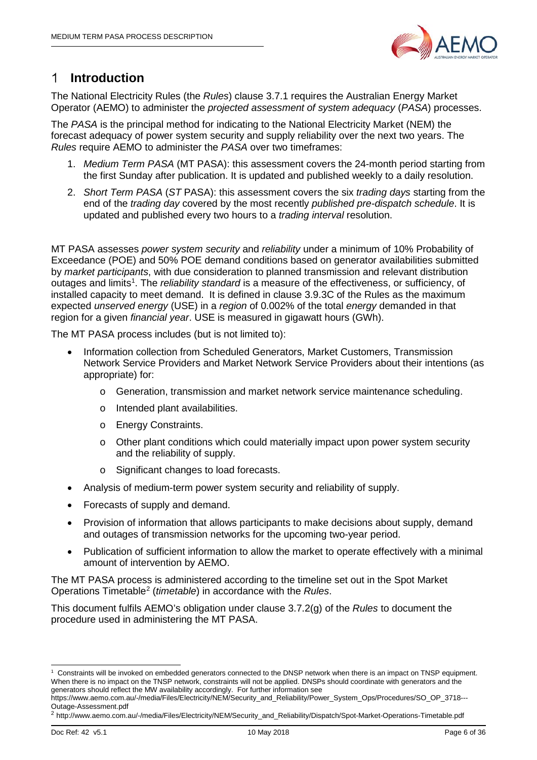# 1 Introduction

The National Electricity Rules (the *Rules*) clause 3.7.1 requires the Australian Energy Market Operator (AEMO) to administer the *projected assessment of system adequacy* (*PASA*) processes.

The *PASA* is the principal method for indicating to the National Electricity Market (NEM) the forecast adequacy of power system security and supply reliability over the next two years. The *Rules* require AEMO to administer the *PASA* over two timeframes:

1. *Medium Term PASA* (MT PASA): this assessment covers the 24-month period starting from the first Sunday after publication. It is updated and published weekly to a daily resolution.
2. *Short Term PASA* (*ST* PASA): this assessment covers the six *trading days* starting from the end of the *trading day* covered by the most recently *published pre-dispatch schedule*. It is updated and published every two hours to a *trading interval* resolution.

MT PASA assesses *power system security* and *reliability* under a minimum of 10% Probability of Exceedance (POE) and 50% POE demand conditions based on generator availabilities submitted by *market participants*, with due consideration to planned transmission and relevant distribution outages and limits[1]. The *reliability standard* is a measure of the effectiveness, or sufficiency, of installed capacity to meet demand. It is defined in clause 3.9.3C of the Rules as the maximum expected *unserved energy* (USE) in a *region* of 0.002% of the total *energy* demanded in that region for a given *financial year*. USE is measured in gigawatt hours (GWh).

The MT PASA process includes (but is not limited to):

- Information collection from Scheduled Generators, Market Customers, Transmission Network Service Providers and Market Network Service Providers about their intentions (as appropriate) for:
  - Generation, transmission and market network service maintenance scheduling.
  - Intended plant availabilities.
  - Energy Constraints.
  - Other plant conditions which could materially impact upon power system security and the reliability of supply.
  - Significant changes to load forecasts.
- Analysis of medium-term power system security and reliability of supply.
- Forecasts of supply and demand.
- Provision of information that allows participants to make decisions about supply, demand and outages of transmission networks for the upcoming two-year period.
- Publication of sufficient information to allow the market to operate effectively with a minimal amount of intervention by AEMO.

The MT PASA process is administered according to the timeline set out in the Spot Market Operations Timetable[2] (*timetable*) in accordance with the *Rules*.

This document fulfils AEMO's obligation under clause 3.7.2(g) of the *Rules* to document the procedure used in administering the MT PASA.

---

[1] Constraints will be invoked on embedded generators connected to the DNSP network when there is an impact on TNSP equipment. When there is no impact on the TNSP network, constraints will not be applied. DNSPs should coordinate with generators and the generators should reflect the MW availability accordingly. For further information see https://www.aemo.com.au/-/media/Files/Electricity/NEM/Security_and_Reliability/Power_System_Ops/Procedures/SO_OP_3718---Outage-Assessment.pdf

[2] http://www.aemo.com.au/-/media/Files/Electricity/NEM/Security_and_Reliability/Dispatch/Spot-Market-Operations-Timetable.pdf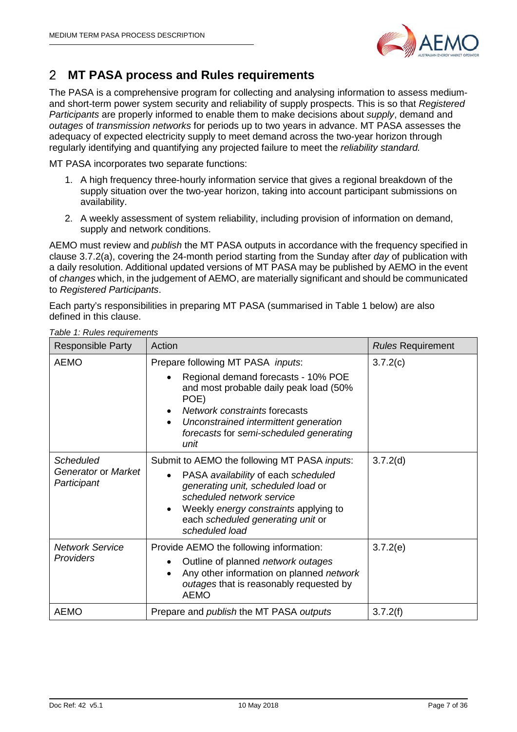## 2 MT PASA process and Rules requirements

The PASA is a comprehensive program for collecting and analysing information to assess medium- and short-term power system security and reliability of supply prospects. This is so that *Registered Participants* are properly informed to enable them to make decisions about *supply*, demand and *outages* of *transmission networks* for periods up to two years in advance. MT PASA assesses the adequacy of expected electricity supply to meet demand across the two-year horizon through regularly identifying and quantifying any projected failure to meet the *reliability standard*.

MT PASA incorporates two separate functions:

1. A high frequency three-hourly information service that gives a regional breakdown of the supply situation over the two-year horizon, taking into account participant submissions on availability.
2. A weekly assessment of system reliability, including provision of information on demand, supply and network conditions.

AEMO must review and *publish* the MT PASA outputs in accordance with the frequency specified in clause 3.7.2(a), covering the 24-month period starting from the Sunday after *day* of publication with a daily resolution. Additional updated versions of MT PASA may be published by AEMO in the event of *changes* which, in the judgement of AEMO, are materially significant and should be communicated to *Registered Participants*.

Each party's responsibilities in preparing MT PASA (summarised in Table 1 below) are also defined in this clause.

*Table 1: Rules requirements*

| Responsible Party | Action | *Rules* Requirement |
|---|---|---|
| AEMO | Prepare following MT PASA *inputs*:<br>• Regional demand forecasts - 10% POE and most probable daily peak load (50% POE)<br>• *Network constraints* forecasts<br>• *Unconstrained intermittent generation forecasts* for *semi-scheduled generating unit* | 3.7.2(c) |
| *Scheduled Generator* or *Market Participant* | Submit to AEMO the following MT PASA *inputs*:<br>• PASA *availability* of each *scheduled generating unit, scheduled load* or *scheduled network service*<br>• Weekly *energy constraints* applying to each *scheduled generating unit* or *scheduled load* | 3.7.2(d) |
| *Network Service Providers* | Provide AEMO the following information:<br>• Outline of planned *network outages*<br>• Any other information on planned *network outages* that is reasonably requested by AEMO | 3.7.2(e) |
| AEMO | Prepare and *publish* the MT PASA *outputs* | 3.7.2(f) |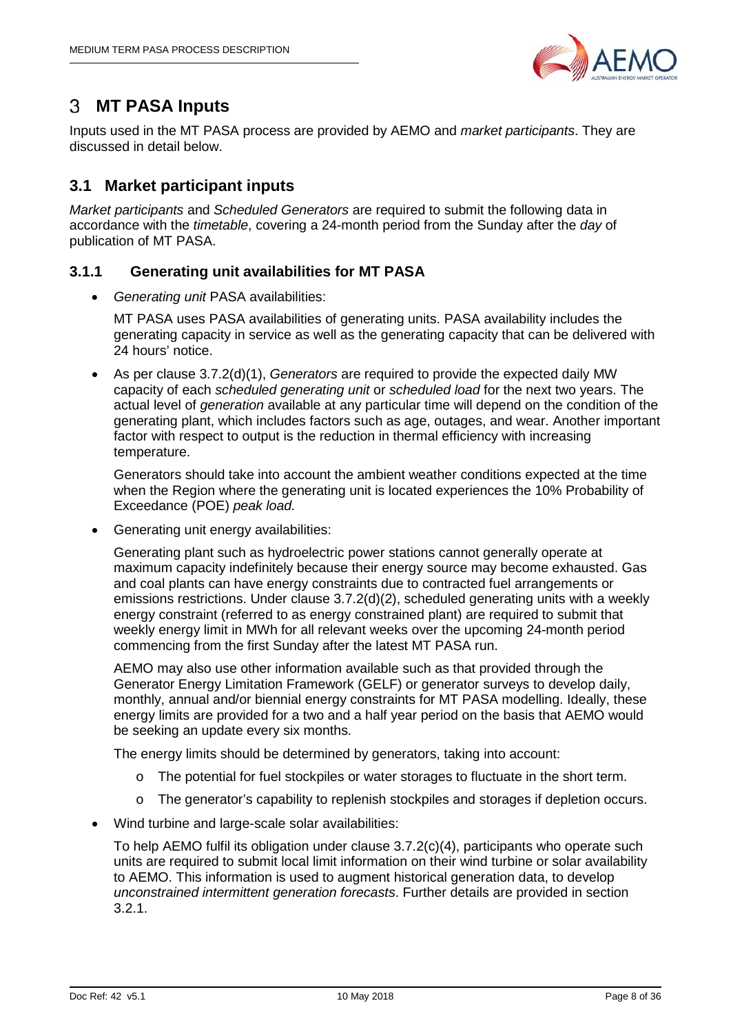# 3 MT PASA Inputs

Inputs used in the MT PASA process are provided by AEMO and *market participants*. They are discussed in detail below.

## 3.1 Market participant inputs

*Market participants* and *Scheduled Generators* are required to submit the following data in accordance with the *timetable*, covering a 24-month period from the Sunday after the *day* of publication of MT PASA.

### 3.1.1 Generating unit availabilities for MT PASA

- *Generating unit* PASA availabilities:

  MT PASA uses PASA availabilities of generating units. PASA availability includes the generating capacity in service as well as the generating capacity that can be delivered with 24 hours' notice.

- As per clause 3.7.2(d)(1), *Generators* are required to provide the expected daily MW capacity of each *scheduled generating unit* or *scheduled load* for the next two years. The actual level of *generation* available at any particular time will depend on the condition of the generating plant, which includes factors such as age, outages, and wear. Another important factor with respect to output is the reduction in thermal efficiency with increasing temperature.

  Generators should take into account the ambient weather conditions expected at the time when the Region where the generating unit is located experiences the 10% Probability of Exceedance (POE) *peak load.*

- Generating unit energy availabilities:

  Generating plant such as hydroelectric power stations cannot generally operate at maximum capacity indefinitely because their energy source may become exhausted. Gas and coal plants can have energy constraints due to contracted fuel arrangements or emissions restrictions. Under clause 3.7.2(d)(2), scheduled generating units with a weekly energy constraint (referred to as energy constrained plant) are required to submit that weekly energy limit in MWh for all relevant weeks over the upcoming 24-month period commencing from the first Sunday after the latest MT PASA run.

  AEMO may also use other information available such as that provided through the Generator Energy Limitation Framework (GELF) or generator surveys to develop daily, monthly, annual and/or biennial energy constraints for MT PASA modelling. Ideally, these energy limits are provided for a two and a half year period on the basis that AEMO would be seeking an update every six months.

  The energy limits should be determined by generators, taking into account:

  - The potential for fuel stockpiles or water storages to fluctuate in the short term.
  - The generator's capability to replenish stockpiles and storages if depletion occurs.

- Wind turbine and large-scale solar availabilities:

  To help AEMO fulfil its obligation under clause 3.7.2(c)(4), participants who operate such units are required to submit local limit information on their wind turbine or solar availability to AEMO. This information is used to augment historical generation data, to develop *unconstrained intermittent generation forecasts*. Further details are provided in section 3.2.1.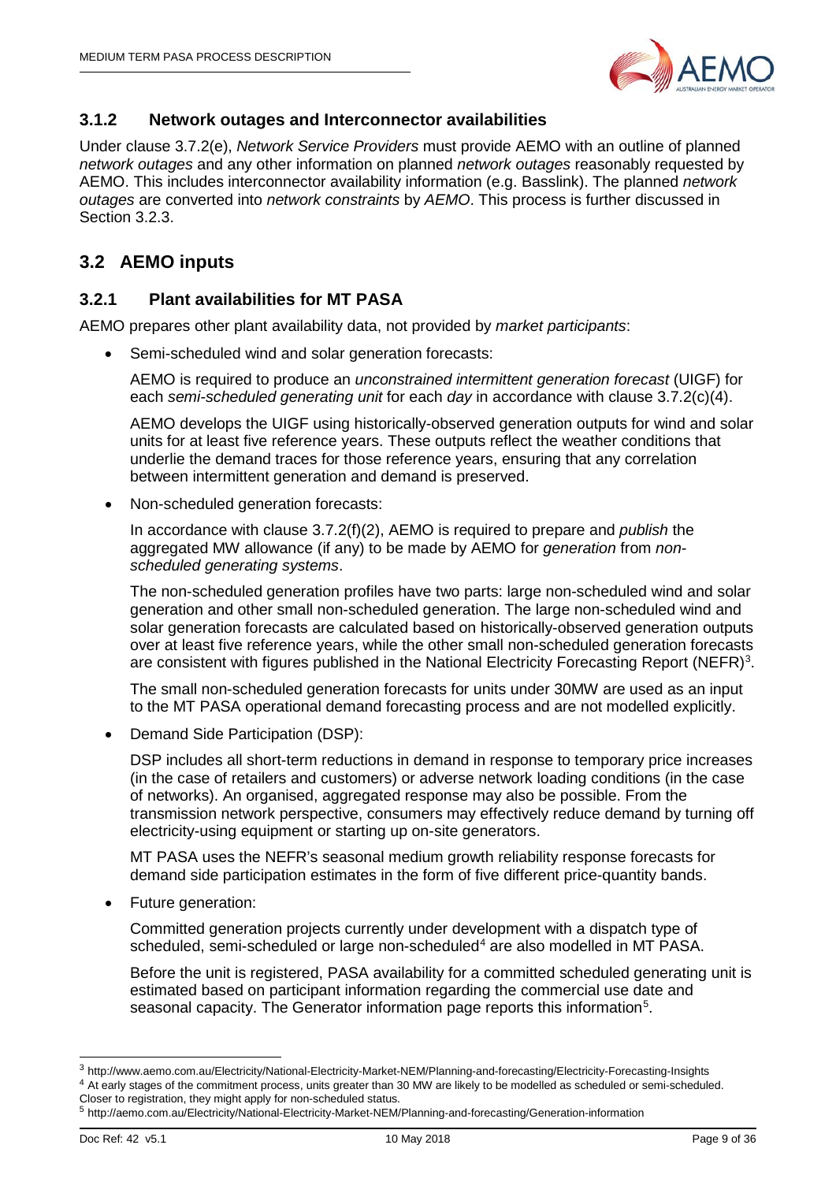### 3.1.2 Network outages and Interconnector availabilities

Under clause 3.7.2(e), *Network Service Providers* must provide AEMO with an outline of planned *network outages* and any other information on planned *network outages* reasonably requested by AEMO. This includes interconnector availability information (e.g. Basslink). The planned *network outages* are converted into *network constraints* by *AEMO*. This process is further discussed in Section 3.2.3.

## 3.2 AEMO inputs

### 3.2.1 Plant availabilities for MT PASA

AEMO prepares other plant availability data, not provided by *market participants*:

- Semi-scheduled wind and solar generation forecasts:

  AEMO is required to produce an *unconstrained intermittent generation forecast* (UIGF) for each *semi-scheduled generating unit* for each *day* in accordance with clause 3.7.2(c)(4).

  AEMO develops the UIGF using historically-observed generation outputs for wind and solar units for at least five reference years. These outputs reflect the weather conditions that underlie the demand traces for those reference years, ensuring that any correlation between intermittent generation and demand is preserved.

- Non-scheduled generation forecasts:

  In accordance with clause 3.7.2(f)(2), AEMO is required to prepare and *publish* the aggregated MW allowance (if any) to be made by AEMO for *generation* from *non-scheduled generating systems*.

  The non-scheduled generation profiles have two parts: large non-scheduled wind and solar generation and other small non-scheduled generation. The large non-scheduled wind and solar generation forecasts are calculated based on historically-observed generation outputs over at least five reference years, while the other small non-scheduled generation forecasts are consistent with figures published in the National Electricity Forecasting Report (NEFR)[3].

  The small non-scheduled generation forecasts for units under 30MW are used as an input to the MT PASA operational demand forecasting process and are not modelled explicitly.

- Demand Side Participation (DSP):

  DSP includes all short-term reductions in demand in response to temporary price increases (in the case of retailers and customers) or adverse network loading conditions (in the case of networks). An organised, aggregated response may also be possible. From the transmission network perspective, consumers may effectively reduce demand by turning off electricity-using equipment or starting up on-site generators.

  MT PASA uses the NEFR's seasonal medium growth reliability response forecasts for demand side participation estimates in the form of five different price-quantity bands.

- Future generation:

  Committed generation projects currently under development with a dispatch type of scheduled, semi-scheduled or large non-scheduled[4] are also modelled in MT PASA.

  Before the unit is registered, PASA availability for a committed scheduled generating unit is estimated based on participant information regarding the commercial use date and seasonal capacity. The Generator information page reports this information[5].

---

[3] http://www.aemo.com.au/Electricity/National-Electricity-Market-NEM/Planning-and-forecasting/Electricity-Forecasting-Insights

[4] At early stages of the commitment process, units greater than 30 MW are likely to be modelled as scheduled or semi-scheduled. Closer to registration, they might apply for non-scheduled status.

[5] http://aemo.com.au/Electricity/National-Electricity-Market-NEM/Planning-and-forecasting/Generation-information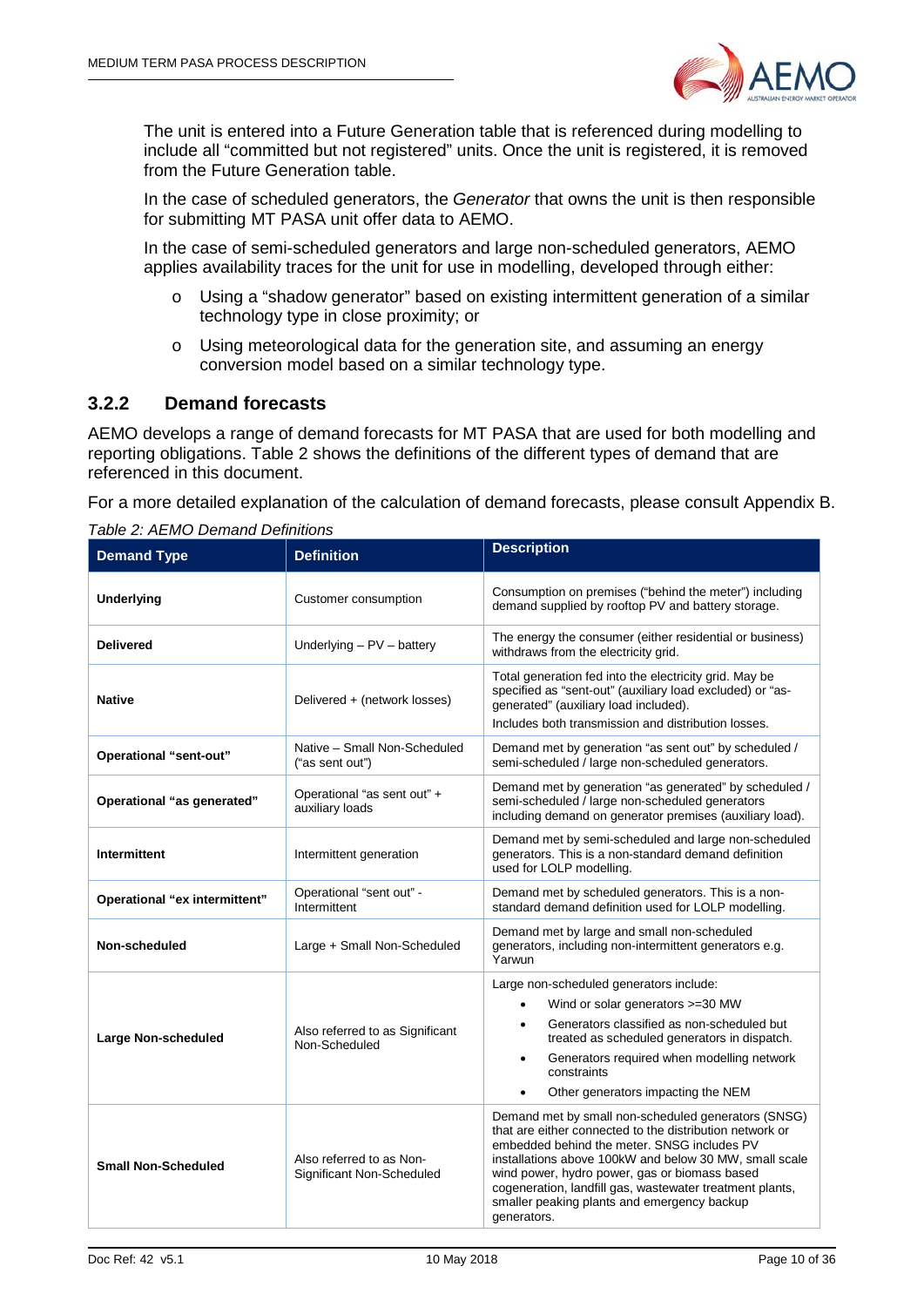The unit is entered into a Future Generation table that is referenced during modelling to include all "committed but not registered" units. Once the unit is registered, it is removed from the Future Generation table.

In the case of scheduled generators, the *Generator* that owns the unit is then responsible for submitting MT PASA unit offer data to AEMO.

In the case of semi-scheduled generators and large non-scheduled generators, AEMO applies availability traces for the unit for use in modelling, developed through either:

- Using a "shadow generator" based on existing intermittent generation of a similar technology type in close proximity; or
- Using meteorological data for the generation site, and assuming an energy conversion model based on a similar technology type.

### 3.2.2 Demand forecasts

AEMO develops a range of demand forecasts for MT PASA that are used for both modelling and reporting obligations. Table 2 shows the definitions of the different types of demand that are referenced in this document.

For a more detailed explanation of the calculation of demand forecasts, please consult Appendix B.

*Table 2: AEMO Demand Definitions*

| Demand Type | Definition | Description |
|---|---|---|
| **Underlying** | Customer consumption | Consumption on premises ("behind the meter") including demand supplied by rooftop PV and battery storage. |
| **Delivered** | Underlying – PV – battery | The energy the consumer (either residential or business) withdraws from the electricity grid. |
| **Native** | Delivered + (network losses) | Total generation fed into the electricity grid. May be specified as "sent-out" (auxiliary load excluded) or "as-generated" (auxiliary load included).<br>Includes both transmission and distribution losses. |
| **Operational "sent-out"** | Native – Small Non-Scheduled ("as sent out") | Demand met by generation "as sent out" by scheduled / semi-scheduled / large non-scheduled generators. |
| **Operational "as generated"** | Operational "as sent out" + auxiliary loads | Demand met by generation "as generated" by scheduled / semi-scheduled / large non-scheduled generators including demand on generator premises (auxiliary load). |
| **Intermittent** | Intermittent generation | Demand met by semi-scheduled and large non-scheduled generators. This is a non-standard demand definition used for LOLP modelling. |
| **Operational "ex intermittent"** | Operational "sent out" - Intermittent | Demand met by scheduled generators. This is a non-standard demand definition used for LOLP modelling. |
| **Non-scheduled** | Large + Small Non-Scheduled | Demand met by large and small non-scheduled generators, including non-intermittent generators e.g. Yarwun |
| **Large Non-scheduled** | Also referred to as Significant Non-Scheduled | Large non-scheduled generators include:<br>• Wind or solar generators >=30 MW<br>• Generators classified as non-scheduled but treated as scheduled generators in dispatch.<br>• Generators required when modelling network constraints<br>• Other generators impacting the NEM |
| **Small Non-Scheduled** | Also referred to as Non-Significant Non-Scheduled | Demand met by small non-scheduled generators (SNSG) that are either connected to the distribution network or embedded behind the meter. SNSG includes PV installations above 100kW and below 30 MW, small scale wind power, hydro power, gas or biomass based cogeneration, landfill gas, wastewater treatment plants, smaller peaking plants and emergency backup generators. |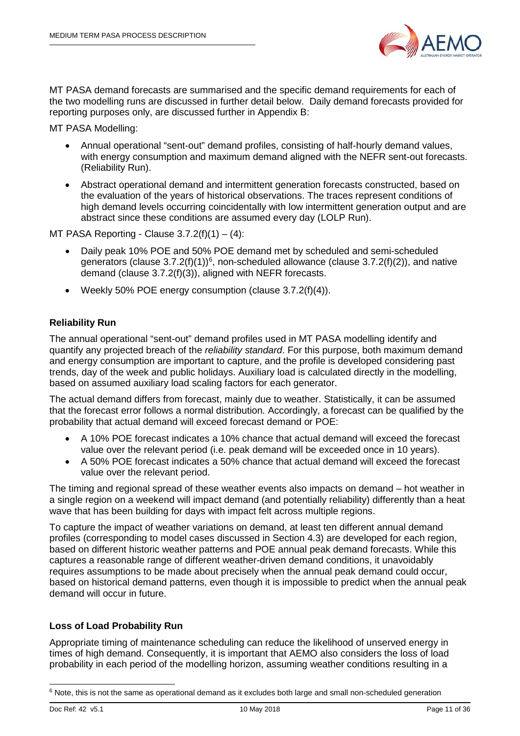MT PASA demand forecasts are summarised and the specific demand requirements for each of the two modelling runs are discussed in further detail below. Daily demand forecasts provided for reporting purposes only, are discussed further in Appendix B:

MT PASA Modelling:

- Annual operational "sent-out" demand profiles, consisting of half-hourly demand values, with energy consumption and maximum demand aligned with the NEFR sent-out forecasts. (Reliability Run).
- Abstract operational demand and intermittent generation forecasts constructed, based on the evaluation of the years of historical observations. The traces represent conditions of high demand levels occurring coincidentally with low intermittent generation output and are abstract since these conditions are assumed every day (LOLP Run).

MT PASA Reporting - Clause 3.7.2(f)(1) – (4):

- Daily peak 10% POE and 50% POE demand met by scheduled and semi-scheduled generators (clause 3.7.2(f)(1))[6], non-scheduled allowance (clause 3.7.2(f)(2)), and native demand (clause 3.7.2(f)(3)), aligned with NEFR forecasts.
- Weekly 50% POE energy consumption (clause 3.7.2(f)(4)).

**Reliability Run**

The annual operational "sent-out" demand profiles used in MT PASA modelling identify and quantify any projected breach of the *reliability standard*. For this purpose, both maximum demand and energy consumption are important to capture, and the profile is developed considering past trends, day of the week and public holidays. Auxiliary load is calculated directly in the modelling, based on assumed auxiliary load scaling factors for each generator.

The actual demand differs from forecast, mainly due to weather. Statistically, it can be assumed that the forecast error follows a normal distribution. Accordingly, a forecast can be qualified by the probability that actual demand will exceed forecast demand or POE:

- A 10% POE forecast indicates a 10% chance that actual demand will exceed the forecast value over the relevant period (i.e. peak demand will be exceeded once in 10 years).
- A 50% POE forecast indicates a 50% chance that actual demand will exceed the forecast value over the relevant period.

The timing and regional spread of these weather events also impacts on demand – hot weather in a single region on a weekend will impact demand (and potentially reliability) differently than a heat wave that has been building for days with impact felt across multiple regions.

To capture the impact of weather variations on demand, at least ten different annual demand profiles (corresponding to model cases discussed in Section 4.3) are developed for each region, based on different historic weather patterns and POE annual peak demand forecasts. While this captures a reasonable range of different weather-driven demand conditions, it unavoidably requires assumptions to be made about precisely when the annual peak demand could occur, based on historical demand patterns, even though it is impossible to predict when the annual peak demand will occur in future.

**Loss of Load Probability Run**

Appropriate timing of maintenance scheduling can reduce the likelihood of unserved energy in times of high demand. Consequently, it is important that AEMO also considers the loss of load probability in each period of the modelling horizon, assuming weather conditions resulting in a

[6] Note, this is not the same as operational demand as it excludes both large and small non-scheduled generation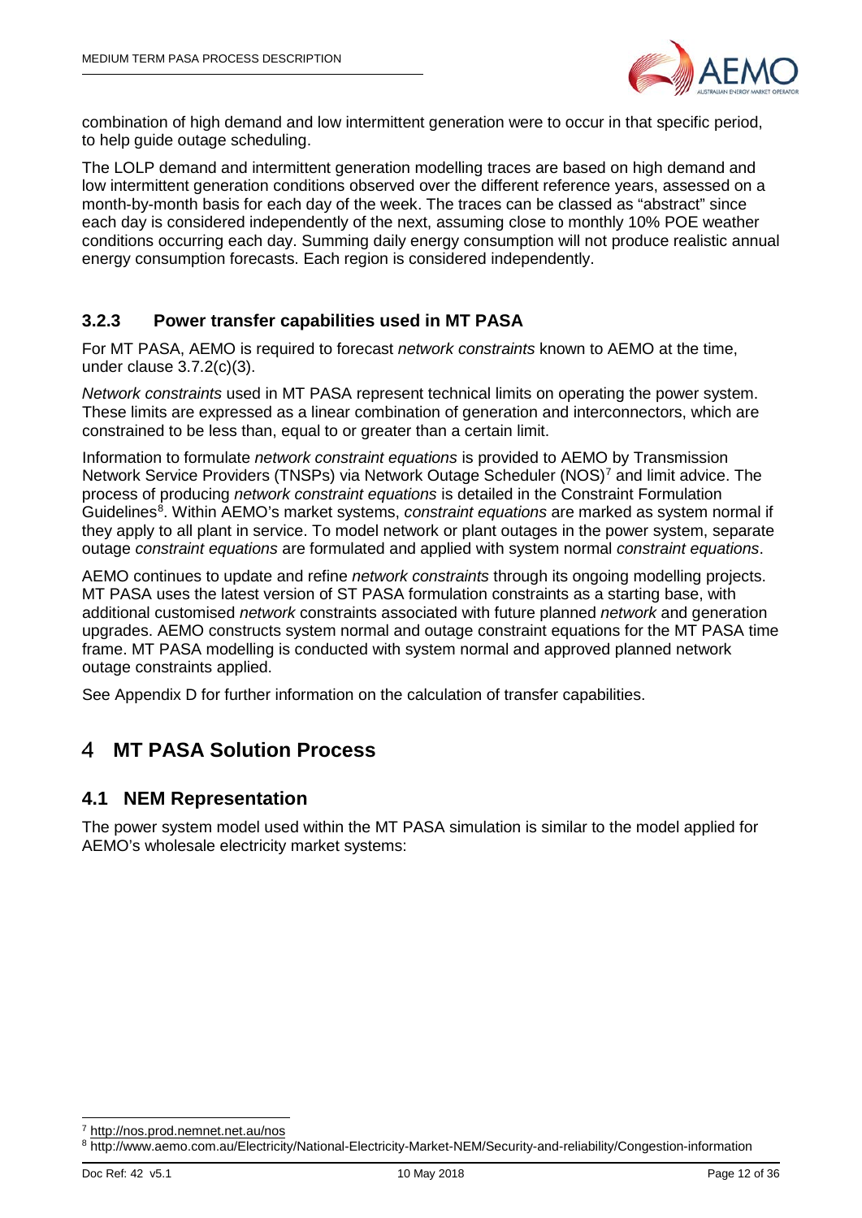combination of high demand and low intermittent generation were to occur in that specific period, to help guide outage scheduling.

The LOLP demand and intermittent generation modelling traces are based on high demand and low intermittent generation conditions observed over the different reference years, assessed on a month-by-month basis for each day of the week. The traces can be classed as "abstract" since each day is considered independently of the next, assuming close to monthly 10% POE weather conditions occurring each day. Summing daily energy consumption will not produce realistic annual energy consumption forecasts. Each region is considered independently.

### 3.2.3 Power transfer capabilities used in MT PASA

For MT PASA, AEMO is required to forecast *network constraints* known to AEMO at the time, under clause 3.7.2(c)(3).

*Network constraints* used in MT PASA represent technical limits on operating the power system. These limits are expressed as a linear combination of generation and interconnectors, which are constrained to be less than, equal to or greater than a certain limit.

Information to formulate *network constraint equations* is provided to AEMO by Transmission Network Service Providers (TNSPs) via Network Outage Scheduler (NOS)[7] and limit advice. The process of producing *network constraint equations* is detailed in the Constraint Formulation Guidelines[8]. Within AEMO's market systems, *constraint equations* are marked as system normal if they apply to all plant in service. To model network or plant outages in the power system, separate outage *constraint equations* are formulated and applied with system normal *constraint equations*.

AEMO continues to update and refine *network constraints* through its ongoing modelling projects. MT PASA uses the latest version of ST PASA formulation constraints as a starting base, with additional customised *network* constraints associated with future planned *network* and generation upgrades. AEMO constructs system normal and outage constraint equations for the MT PASA time frame. MT PASA modelling is conducted with system normal and approved planned network outage constraints applied.

See Appendix D for further information on the calculation of transfer capabilities.

# 4 MT PASA Solution Process

## 4.1 NEM Representation

The power system model used within the MT PASA simulation is similar to the model applied for AEMO's wholesale electricity market systems:

---

[7] http://nos.prod.nemnet.net.au/nos

[8] http://www.aemo.com.au/Electricity/National-Electricity-Market-NEM/Security-and-reliability/Congestion-information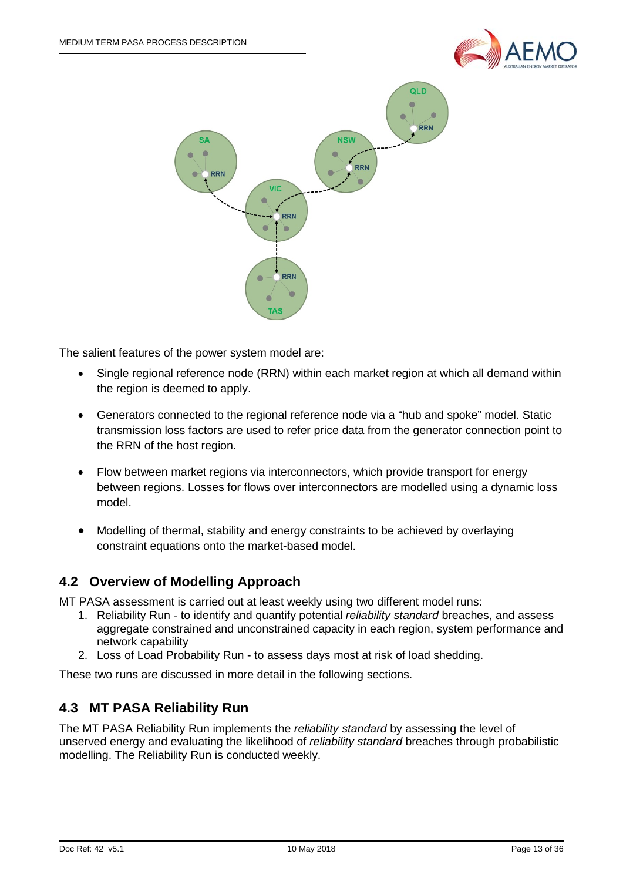The salient features of the power system model are:

- Single regional reference node (RRN) within each market region at which all demand within the region is deemed to apply.
- Generators connected to the regional reference node via a "hub and spoke" model. Static transmission loss factors are used to refer price data from the generator connection point to the RRN of the host region.
- Flow between market regions via interconnectors, which provide transport for energy between regions. Losses for flows over interconnectors are modelled using a dynamic loss model.
- Modelling of thermal, stability and energy constraints to be achieved by overlaying constraint equations onto the market-based model.

## 4.2 Overview of Modelling Approach

MT PASA assessment is carried out at least weekly using two different model runs:

1. Reliability Run - to identify and quantify potential *reliability standard* breaches, and assess aggregate constrained and unconstrained capacity in each region, system performance and network capability
2. Loss of Load Probability Run - to assess days most at risk of load shedding.

These two runs are discussed in more detail in the following sections.

## 4.3 MT PASA Reliability Run

The MT PASA Reliability Run implements the *reliability standard* by assessing the level of unserved energy and evaluating the likelihood of *reliability standard* breaches through probabilistic modelling. The Reliability Run is conducted weekly.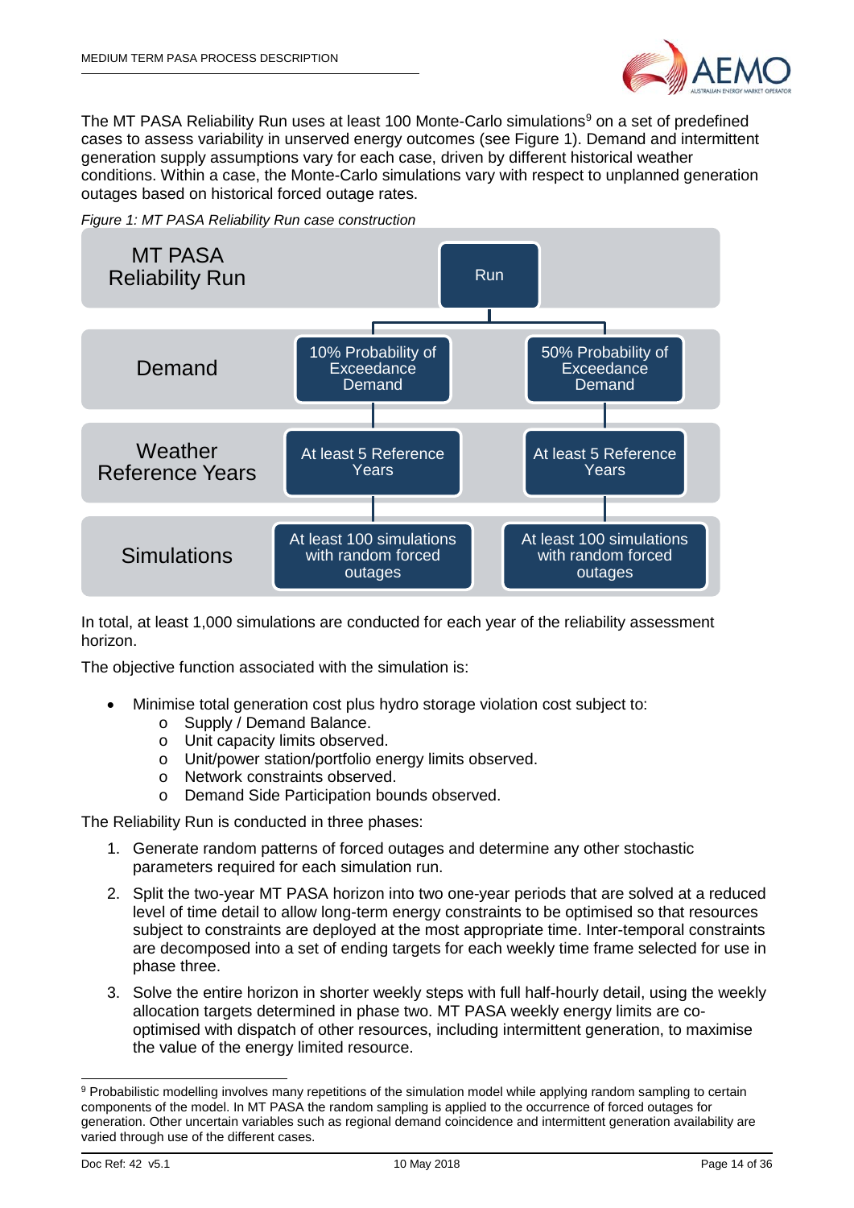The MT PASA Reliability Run uses at least 100 Monte-Carlo simulations[9] on a set of predefined cases to assess variability in unserved energy outcomes (see Figure 1). Demand and intermittent generation supply assumptions vary for each case, driven by different historical weather conditions. Within a case, the Monte-Carlo simulations vary with respect to unplanned generation outages based on historical forced outage rates.

*Figure 1: MT PASA Reliability Run case construction*

| MT PASA Reliability Run | Run | |
|---|---|---|
| Demand | 10% Probability of Exceedance Demand | 50% Probability of Exceedance Demand |
| Weather Reference Years | At least 5 Reference Years | At least 5 Reference Years |
| Simulations | At least 100 simulations with random forced outages | At least 100 simulations with random forced outages |

In total, at least 1,000 simulations are conducted for each year of the reliability assessment horizon.

The objective function associated with the simulation is:

- Minimise total generation cost plus hydro storage violation cost subject to:
  - Supply / Demand Balance.
  - Unit capacity limits observed.
  - Unit/power station/portfolio energy limits observed.
  - Network constraints observed.
  - Demand Side Participation bounds observed.

The Reliability Run is conducted in three phases:

1. Generate random patterns of forced outages and determine any other stochastic parameters required for each simulation run.
2. Split the two-year MT PASA horizon into two one-year periods that are solved at a reduced level of time detail to allow long-term energy constraints to be optimised so that resources subject to constraints are deployed at the most appropriate time. Inter-temporal constraints are decomposed into a set of ending targets for each weekly time frame selected for use in phase three.
3. Solve the entire horizon in shorter weekly steps with full half-hourly detail, using the weekly allocation targets determined in phase two. MT PASA weekly energy limits are co-optimised with dispatch of other resources, including intermittent generation, to maximise the value of the energy limited resource.

[9] Probabilistic modelling involves many repetitions of the simulation model while applying random sampling to certain components of the model. In MT PASA the random sampling is applied to the occurrence of forced outages for generation. Other uncertain variables such as regional demand coincidence and intermittent generation availability are varied through use of the different cases.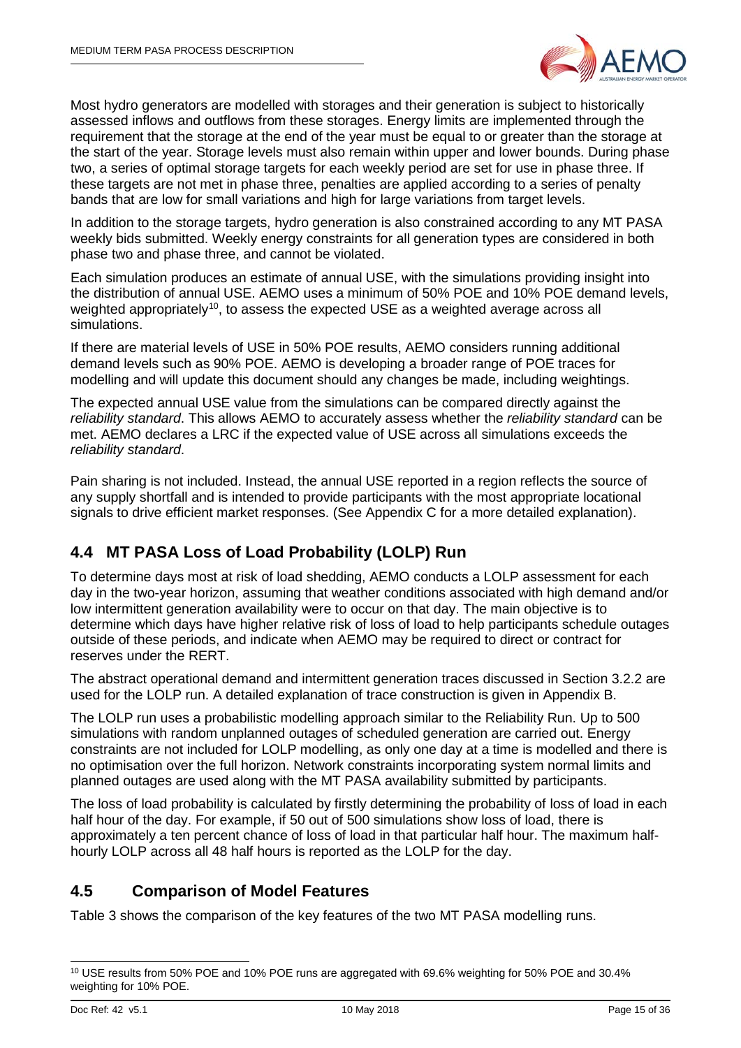Most hydro generators are modelled with storages and their generation is subject to historically assessed inflows and outflows from these storages. Energy limits are implemented through the requirement that the storage at the end of the year must be equal to or greater than the storage at the start of the year. Storage levels must also remain within upper and lower bounds. During phase two, a series of optimal storage targets for each weekly period are set for use in phase three. If these targets are not met in phase three, penalties are applied according to a series of penalty bands that are low for small variations and high for large variations from target levels.

In addition to the storage targets, hydro generation is also constrained according to any MT PASA weekly bids submitted. Weekly energy constraints for all generation types are considered in both phase two and phase three, and cannot be violated.

Each simulation produces an estimate of annual USE, with the simulations providing insight into the distribution of annual USE. AEMO uses a minimum of 50% POE and 10% POE demand levels, weighted appropriately[10], to assess the expected USE as a weighted average across all simulations.

If there are material levels of USE in 50% POE results, AEMO considers running additional demand levels such as 90% POE. AEMO is developing a broader range of POE traces for modelling and will update this document should any changes be made, including weightings.

The expected annual USE value from the simulations can be compared directly against the *reliability standard*. This allows AEMO to accurately assess whether the *reliability standard* can be met. AEMO declares a LRC if the expected value of USE across all simulations exceeds the *reliability standard*.

Pain sharing is not included. Instead, the annual USE reported in a region reflects the source of any supply shortfall and is intended to provide participants with the most appropriate locational signals to drive efficient market responses. (See Appendix C for a more detailed explanation).

## 4.4 MT PASA Loss of Load Probability (LOLP) Run

To determine days most at risk of load shedding, AEMO conducts a LOLP assessment for each day in the two-year horizon, assuming that weather conditions associated with high demand and/or low intermittent generation availability were to occur on that day. The main objective is to determine which days have higher relative risk of loss of load to help participants schedule outages outside of these periods, and indicate when AEMO may be required to direct or contract for reserves under the RERT.

The abstract operational demand and intermittent generation traces discussed in Section 3.2.2 are used for the LOLP run. A detailed explanation of trace construction is given in Appendix B.

The LOLP run uses a probabilistic modelling approach similar to the Reliability Run. Up to 500 simulations with random unplanned outages of scheduled generation are carried out. Energy constraints are not included for LOLP modelling, as only one day at a time is modelled and there is no optimisation over the full horizon. Network constraints incorporating system normal limits and planned outages are used along with the MT PASA availability submitted by participants.

The loss of load probability is calculated by firstly determining the probability of loss of load in each half hour of the day. For example, if 50 out of 500 simulations show loss of load, there is approximately a ten percent chance of loss of load in that particular half hour. The maximum half-hourly LOLP across all 48 half hours is reported as the LOLP for the day.

## 4.5 Comparison of Model Features

Table 3 shows the comparison of the key features of the two MT PASA modelling runs.

---

[10] USE results from 50% POE and 10% POE runs are aggregated with 69.6% weighting for 50% POE and 30.4% weighting for 10% POE.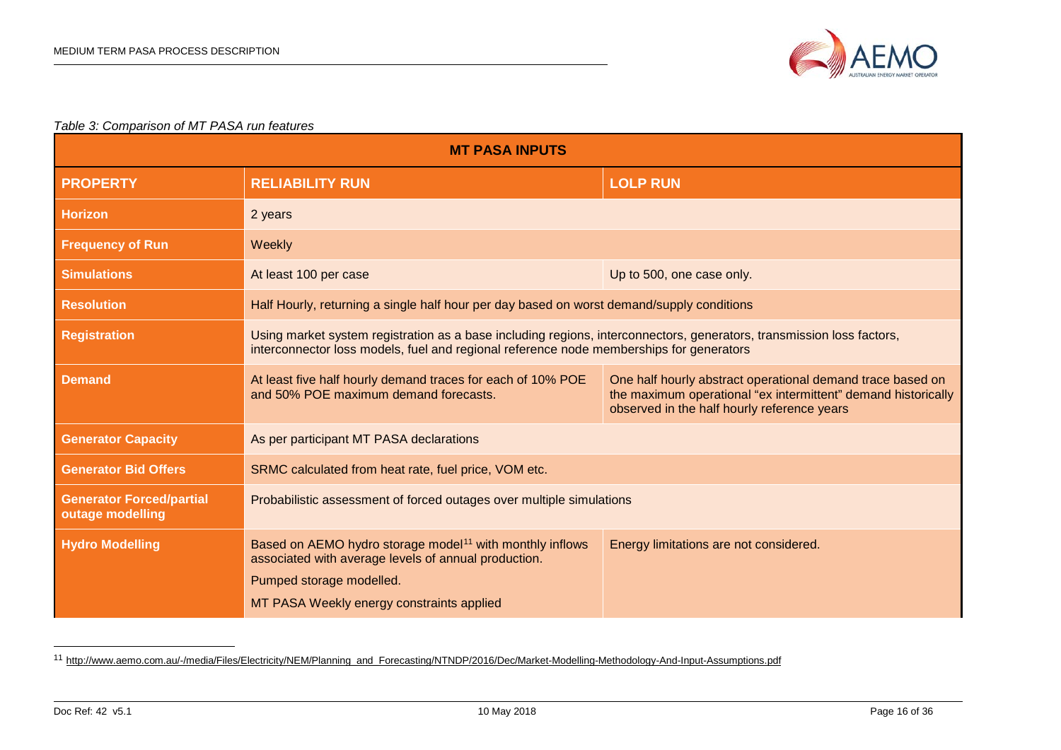*Table 3: Comparison of MT PASA run features*

| MT PASA INPUTS | | |
|---|---|---|
| **PROPERTY** | **RELIABILITY RUN** | **LOLP RUN** |
| **Horizon** | 2 years | |
| **Frequency of Run** | Weekly | |
| **Simulations** | At least 100 per case | Up to 500, one case only. |
| **Resolution** | Half Hourly, returning a single half hour per day based on worst demand/supply conditions | |
| **Registration** | Using market system registration as a base including regions, interconnectors, generators, transmission loss factors, interconnector loss models, fuel and regional reference node memberships for generators | |
| **Demand** | At least five half hourly demand traces for each of 10% POE and 50% POE maximum demand forecasts. | One half hourly abstract operational demand trace based on the maximum operational "ex intermittent" demand historically observed in the half hourly reference years |
| **Generator Capacity** | As per participant MT PASA declarations | |
| **Generator Bid Offers** | SRMC calculated from heat rate, fuel price, VOM etc. | |
| **Generator Forced/partial outage modelling** | Probabilistic assessment of forced outages over multiple simulations | |
| **Hydro Modelling** | Based on AEMO hydro storage model[11] with monthly inflows associated with average levels of annual production. Pumped storage modelled. MT PASA Weekly energy constraints applied | Energy limitations are not considered. |

[11] http://www.aemo.com.au/-/media/Files/Electricity/NEM/Planning_and_Forecasting/NTNDP/2016/Dec/Market-Modelling-Methodology-And-Input-Assumptions.pdf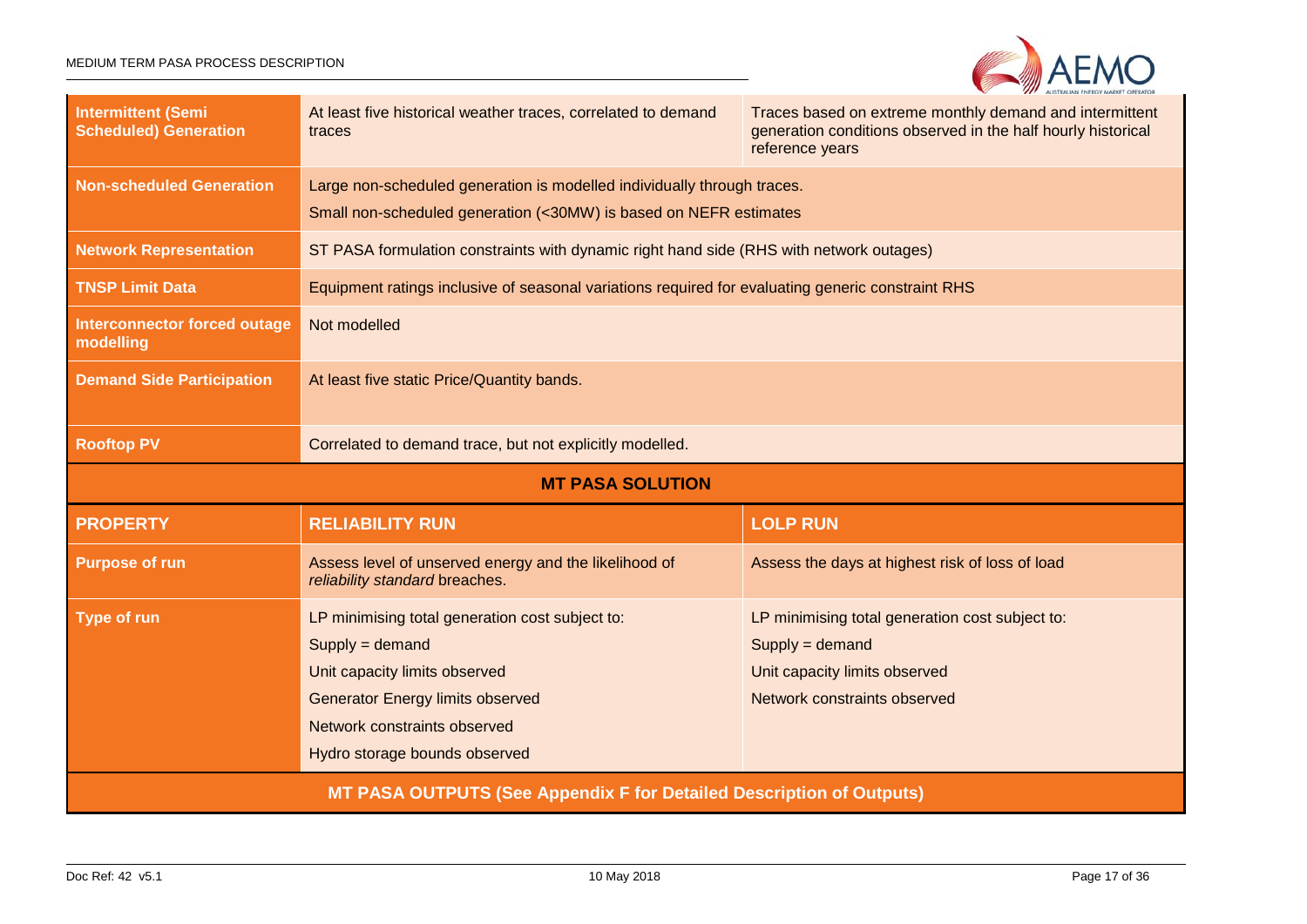| | | |
|---|---|---|
| **Intermittent (Semi Scheduled) Generation** | At least five historical weather traces, correlated to demand traces | Traces based on extreme monthly demand and intermittent generation conditions observed in the half hourly historical reference years |
| **Non-scheduled Generation** | Large non-scheduled generation is modelled individually through traces.<br>Small non-scheduled generation (<30MW) is based on NEFR estimates | |
| **Network Representation** | ST PASA formulation constraints with dynamic right hand side (RHS with network outages) | |
| **TNSP Limit Data** | Equipment ratings inclusive of seasonal variations required for evaluating generic constraint RHS | |
| **Interconnector forced outage modelling** | Not modelled | |
| **Demand Side Participation** | At least five static Price/Quantity bands. | |
| **Rooftop PV** | Correlated to demand trace, but not explicitly modelled. | |
| **MT PASA SOLUTION** | | |
| **PROPERTY** | **RELIABILITY RUN** | **LOLP RUN** |
| **Purpose of run** | Assess level of unserved energy and the likelihood of *reliability standard* breaches. | Assess the days at highest risk of loss of load |
| **Type of run** | LP minimising total generation cost subject to:<br>Supply = demand<br>Unit capacity limits observed<br>Generator Energy limits observed<br>Network constraints observed<br>Hydro storage bounds observed | LP minimising total generation cost subject to:<br>Supply = demand<br>Unit capacity limits observed<br>Network constraints observed |
| **MT PASA OUTPUTS (See Appendix F for Detailed Description of Outputs)** | | |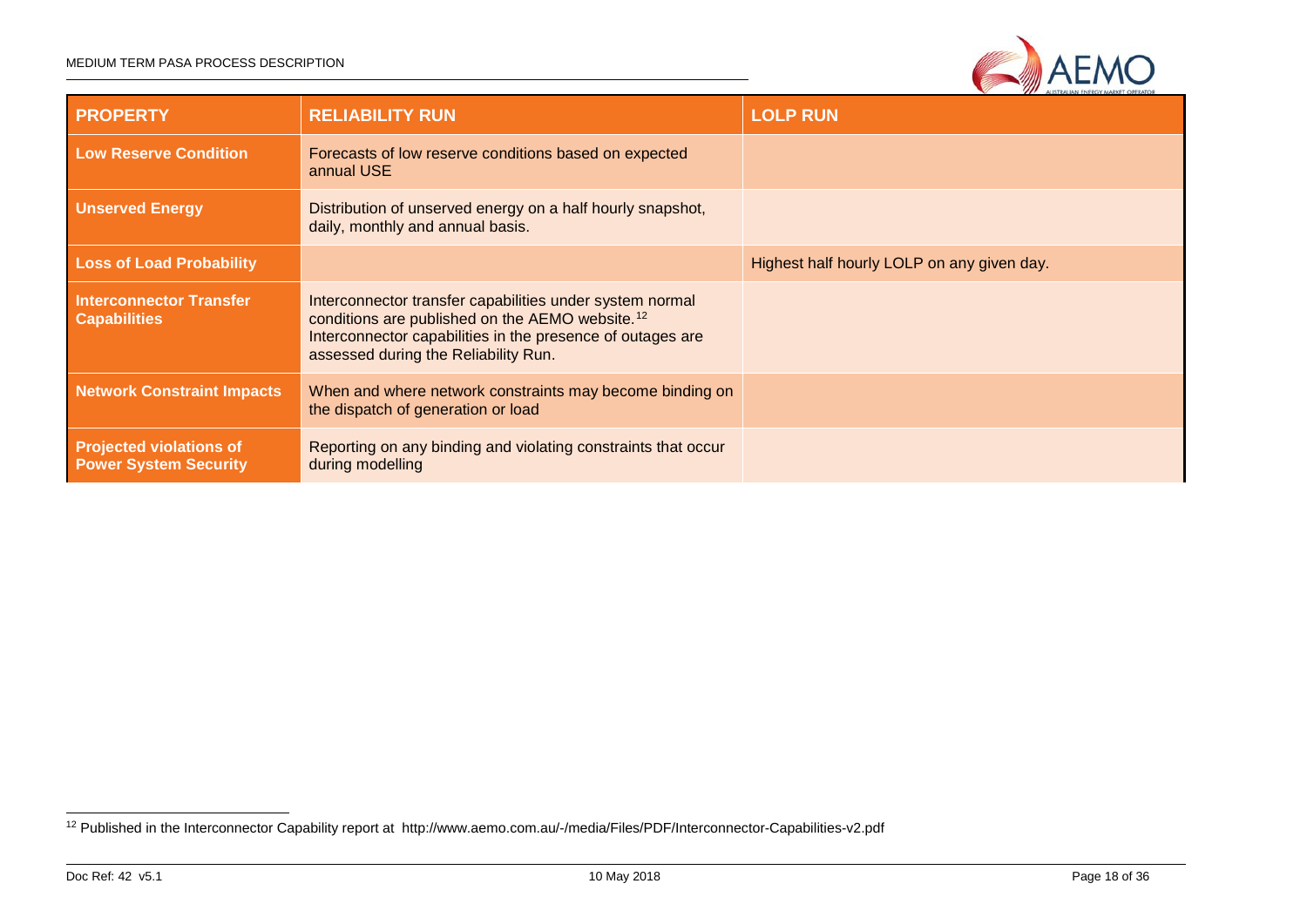| PROPERTY | RELIABILITY RUN | LOLP RUN |
| --- | --- | --- |
| **Low Reserve Condition** | Forecasts of low reserve conditions based on expected annual USE | |
| **Unserved Energy** | Distribution of unserved energy on a half hourly snapshot, daily, monthly and annual basis. | |
| **Loss of Load Probability** | | Highest half hourly LOLP on any given day. |
| **Interconnector Transfer Capabilities** | Interconnector transfer capabilities under system normal conditions are published on the AEMO website.[12] Interconnector capabilities in the presence of outages are assessed during the Reliability Run. | |
| **Network Constraint Impacts** | When and where network constraints may become binding on the dispatch of generation or load | |
| **Projected violations of Power System Security** | Reporting on any binding and violating constraints that occur during modelling | |

[12] Published in the Interconnector Capability report at http://www.aemo.com.au/-/media/Files/PDF/Interconnector-Capabilities-v2.pdf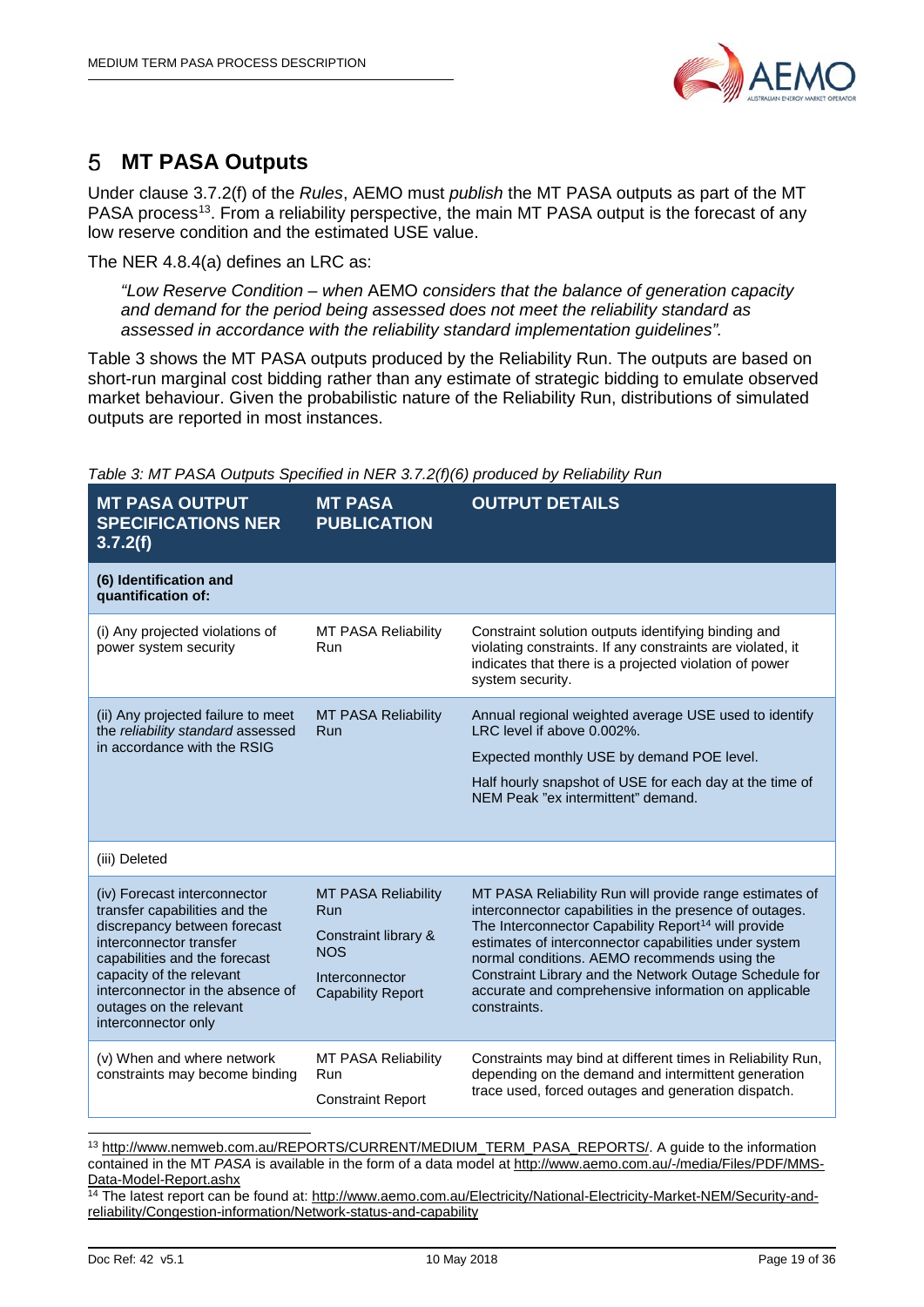# 5 MT PASA Outputs

Under clause 3.7.2(f) of the *Rules*, AEMO must *publish* the MT PASA outputs as part of the MT PASA process[13]. From a reliability perspective, the main MT PASA output is the forecast of any low reserve condition and the estimated USE value.

The NER 4.8.4(a) defines an LRC as:

> *"Low Reserve Condition – when* AEMO *considers that the balance of generation capacity and demand for the period being assessed does not meet the reliability standard as assessed in accordance with the reliability standard implementation guidelines".*

Table 3 shows the MT PASA outputs produced by the Reliability Run. The outputs are based on short-run marginal cost bidding rather than any estimate of strategic bidding to emulate observed market behaviour. Given the probabilistic nature of the Reliability Run, distributions of simulated outputs are reported in most instances.

*Table 3: MT PASA Outputs Specified in NER 3.7.2(f)(6) produced by Reliability Run*

| MT PASA OUTPUT SPECIFICATIONS NER 3.7.2(f) | MT PASA PUBLICATION | OUTPUT DETAILS |
|---|---|---|
| **(6) Identification and quantification of:** | | |
| (i) Any projected violations of power system security | MT PASA Reliability Run | Constraint solution outputs identifying binding and violating constraints. If any constraints are violated, it indicates that there is a projected violation of power system security. |
| (ii) Any projected failure to meet the *reliability standard* assessed in accordance with the RSIG | MT PASA Reliability Run | Annual regional weighted average USE used to identify LRC level if above 0.002%.<br>Expected monthly USE by demand POE level.<br>Half hourly snapshot of USE for each day at the time of NEM Peak "ex intermittent" demand. |
| (iii) Deleted | | |
| (iv) Forecast interconnector transfer capabilities and the discrepancy between forecast interconnector transfer capabilities and the forecast capacity of the relevant interconnector in the absence of outages on the relevant interconnector only | MT PASA Reliability Run<br>Constraint library & NOS<br>Interconnector Capability Report | MT PASA Reliability Run will provide range estimates of interconnector capabilities in the presence of outages. The Interconnector Capability Report[14] will provide estimates of interconnector capabilities under system normal conditions. AEMO recommends using the Constraint Library and the Network Outage Schedule for accurate and comprehensive information on applicable constraints. |
| (v) When and where network constraints may become binding | MT PASA Reliability Run<br>Constraint Report | Constraints may bind at different times in Reliability Run, depending on the demand and intermittent generation trace used, forced outages and generation dispatch. |

[13] http://www.nemweb.com.au/REPORTS/CURRENT/MEDIUM_TERM_PASA_REPORTS/. A guide to the information contained in the MT *PASA* is available in the form of a data model at http://www.aemo.com.au/-/media/Files/PDF/MMS-Data-Model-Report.ashx

[14] The latest report can be found at: http://www.aemo.com.au/Electricity/National-Electricity-Market-NEM/Security-and-reliability/Congestion-information/Network-status-and-capability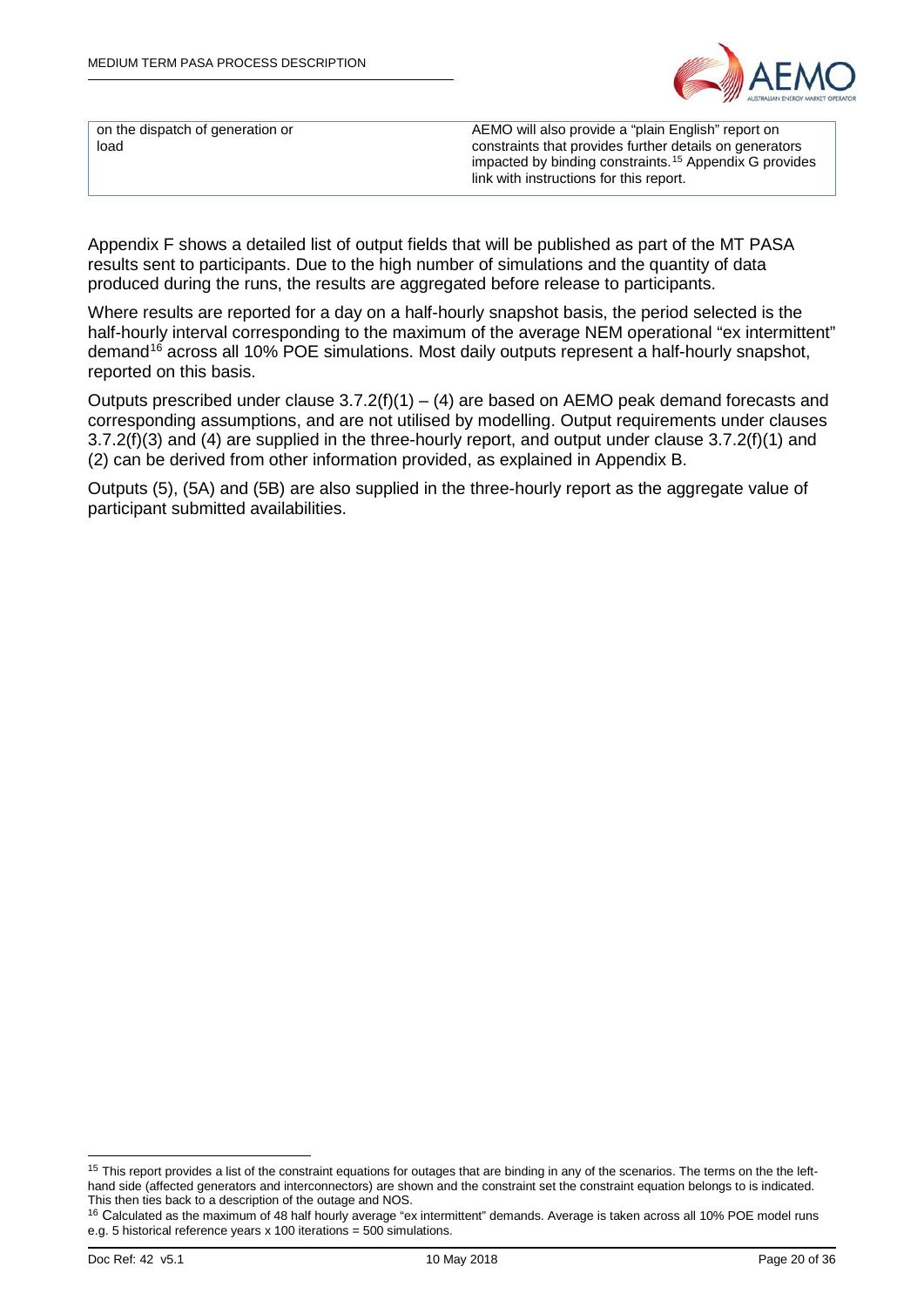| on the dispatch of generation or load | AEMO will also provide a "plain English" report on constraints that provides further details on generators impacted by binding constraints.[15] Appendix G provides link with instructions for this report. |
|---|---|

Appendix F shows a detailed list of output fields that will be published as part of the MT PASA results sent to participants. Due to the high number of simulations and the quantity of data produced during the runs, the results are aggregated before release to participants.

Where results are reported for a day on a half-hourly snapshot basis, the period selected is the half-hourly interval corresponding to the maximum of the average NEM operational "ex intermittent" demand[16] across all 10% POE simulations. Most daily outputs represent a half-hourly snapshot, reported on this basis.

Outputs prescribed under clause 3.7.2(f)(1) – (4) are based on AEMO peak demand forecasts and corresponding assumptions, and are not utilised by modelling. Output requirements under clauses 3.7.2(f)(3) and (4) are supplied in the three-hourly report, and output under clause 3.7.2(f)(1) and (2) can be derived from other information provided, as explained in Appendix B.

Outputs (5), (5A) and (5B) are also supplied in the three-hourly report as the aggregate value of participant submitted availabilities.

---

[15] This report provides a list of the constraint equations for outages that are binding in any of the scenarios. The terms on the the left-hand side (affected generators and interconnectors) are shown and the constraint set the constraint equation belongs to is indicated. This then ties back to a description of the outage and NOS.

[16] Calculated as the maximum of 48 half hourly average "ex intermittent" demands. Average is taken across all 10% POE model runs e.g. 5 historical reference years x 100 iterations = 500 simulations.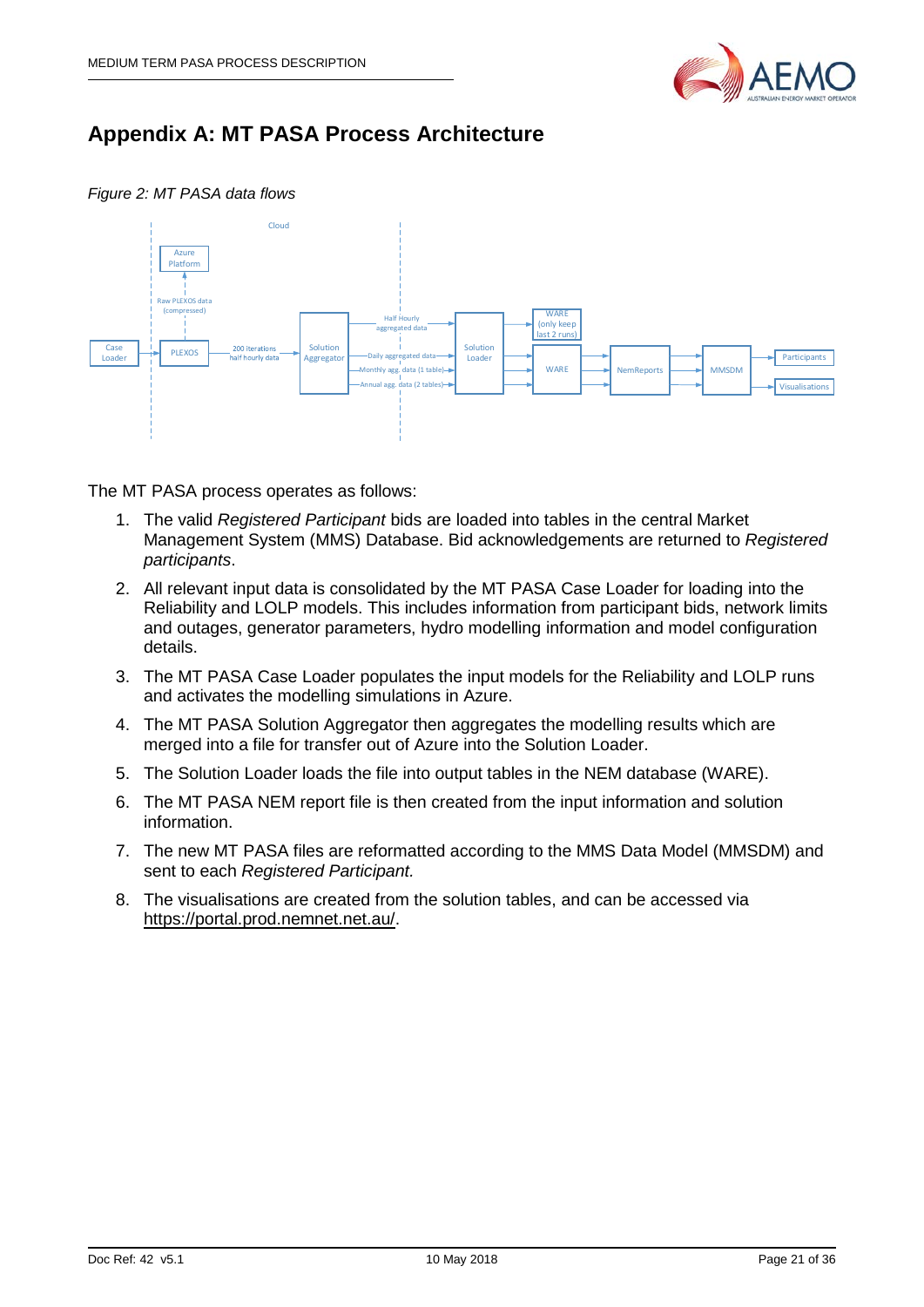# Appendix A: MT PASA Process Architecture

*Figure 2: MT PASA data flows*

The MT PASA process operates as follows:

1. The valid *Registered Participant* bids are loaded into tables in the central Market Management System (MMS) Database. Bid acknowledgements are returned to *Registered participants*.
2. All relevant input data is consolidated by the MT PASA Case Loader for loading into the Reliability and LOLP models. This includes information from participant bids, network limits and outages, generator parameters, hydro modelling information and model configuration details.
3. The MT PASA Case Loader populates the input models for the Reliability and LOLP runs and activates the modelling simulations in Azure.
4. The MT PASA Solution Aggregator then aggregates the modelling results which are merged into a file for transfer out of Azure into the Solution Loader.
5. The Solution Loader loads the file into output tables in the NEM database (WARE).
6. The MT PASA NEM report file is then created from the input information and solution information.
7. The new MT PASA files are reformatted according to the MMS Data Model (MMSDM) and sent to each *Registered Participant.*
8. The visualisations are created from the solution tables, and can be accessed via https://portal.prod.nemnet.net.au/.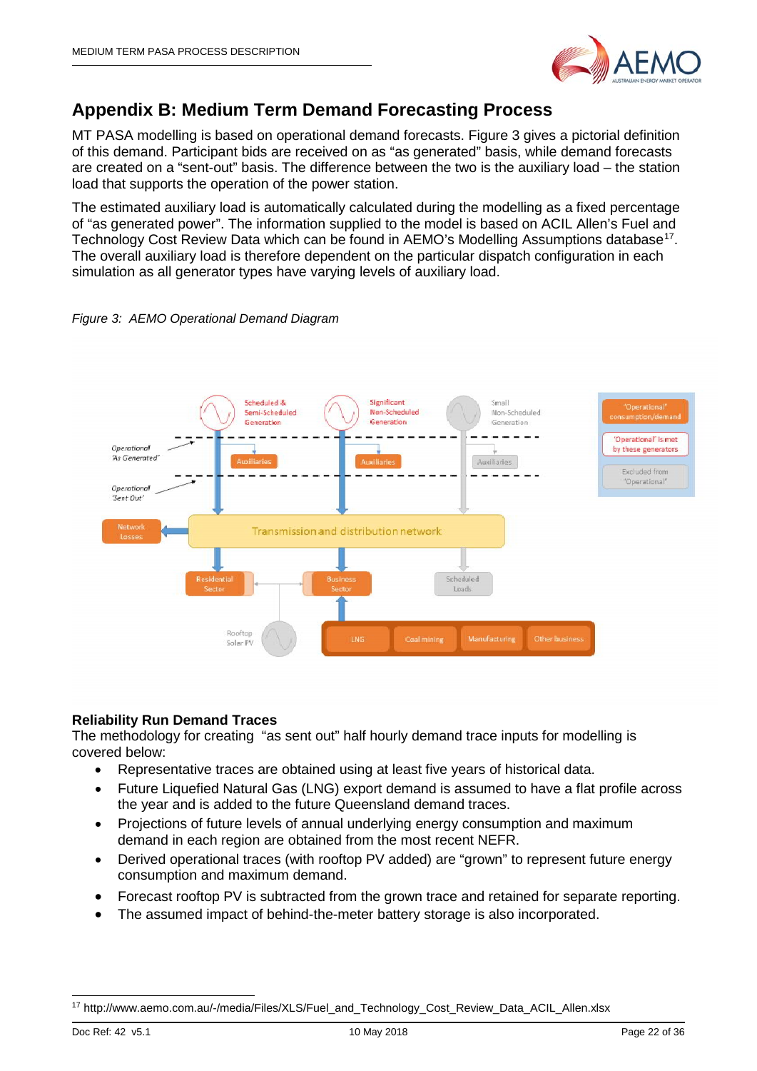# Appendix B: Medium Term Demand Forecasting Process

MT PASA modelling is based on operational demand forecasts. Figure 3 gives a pictorial definition of this demand. Participant bids are received on as "as generated" basis, while demand forecasts are created on a "sent-out" basis. The difference between the two is the auxiliary load – the station load that supports the operation of the power station.

The estimated auxiliary load is automatically calculated during the modelling as a fixed percentage of "as generated power". The information supplied to the model is based on ACIL Allen's Fuel and Technology Cost Review Data which can be found in AEMO's Modelling Assumptions database[17]. The overall auxiliary load is therefore dependent on the particular dispatch configuration in each simulation as all generator types have varying levels of auxiliary load.

*Figure 3: AEMO Operational Demand Diagram*

### Reliability Run Demand Traces

The methodology for creating "as sent out" half hourly demand trace inputs for modelling is covered below:

- Representative traces are obtained using at least five years of historical data.
- Future Liquefied Natural Gas (LNG) export demand is assumed to have a flat profile across the year and is added to the future Queensland demand traces.
- Projections of future levels of annual underlying energy consumption and maximum demand in each region are obtained from the most recent NEFR.
- Derived operational traces (with rooftop PV added) are "grown" to represent future energy consumption and maximum demand.
- Forecast rooftop PV is subtracted from the grown trace and retained for separate reporting.
- The assumed impact of behind-the-meter battery storage is also incorporated.

[17] http://www.aemo.com.au/-/media/Files/XLS/Fuel_and_Technology_Cost_Review_Data_ACIL_Allen.xlsx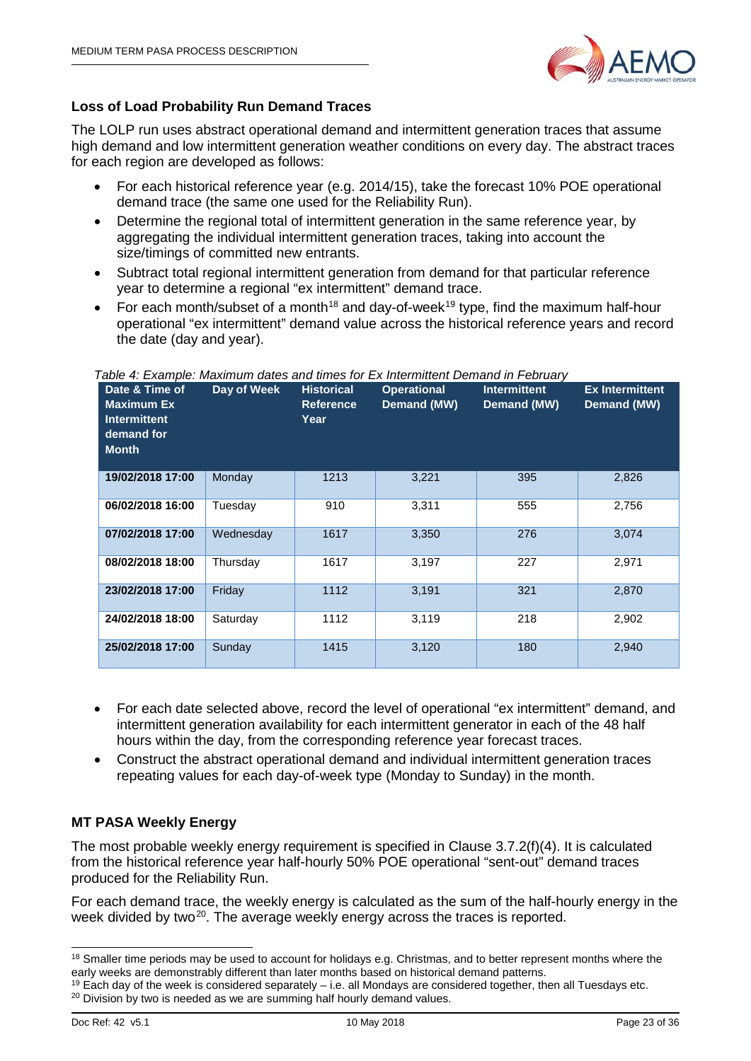### Loss of Load Probability Run Demand Traces

The LOLP run uses abstract operational demand and intermittent generation traces that assume high demand and low intermittent generation weather conditions on every day. The abstract traces for each region are developed as follows:

- For each historical reference year (e.g. 2014/15), take the forecast 10% POE operational demand trace (the same one used for the Reliability Run).
- Determine the regional total of intermittent generation in the same reference year, by aggregating the individual intermittent generation traces, taking into account the size/timings of committed new entrants.
- Subtract total regional intermittent generation from demand for that particular reference year to determine a regional "ex intermittent" demand trace.
- For each month/subset of a month[18] and day-of-week[19] type, find the maximum half-hour operational "ex intermittent" demand value across the historical reference years and record the date (day and year).

*Table 4: Example: Maximum dates and times for Ex Intermittent Demand in February*

| Date & Time of Maximum Ex Intermittent demand for Month | Day of Week | Historical Reference Year | Operational Demand (MW) | Intermittent Demand (MW) | Ex Intermittent Demand (MW) |
|---|---|---|---|---|---|
| **19/02/2018 17:00** | Monday | 1213 | 3,221 | 395 | 2,826 |
| **06/02/2018 16:00** | Tuesday | 910 | 3,311 | 555 | 2,756 |
| **07/02/2018 17:00** | Wednesday | 1617 | 3,350 | 276 | 3,074 |
| **08/02/2018 18:00** | Thursday | 1617 | 3,197 | 227 | 2,971 |
| **23/02/2018 17:00** | Friday | 1112 | 3,191 | 321 | 2,870 |
| **24/02/2018 18:00** | Saturday | 1112 | 3,119 | 218 | 2,902 |
| **25/02/2018 17:00** | Sunday | 1415 | 3,120 | 180 | 2,940 |

- For each date selected above, record the level of operational "ex intermittent" demand, and intermittent generation availability for each intermittent generator in each of the 48 half hours within the day, from the corresponding reference year forecast traces.
- Construct the abstract operational demand and individual intermittent generation traces repeating values for each day-of-week type (Monday to Sunday) in the month.

### MT PASA Weekly Energy

The most probable weekly energy requirement is specified in Clause 3.7.2(f)(4). It is calculated from the historical reference year half-hourly 50% POE operational "sent-out" demand traces produced for the Reliability Run.

For each demand trace, the weekly energy is calculated as the sum of the half-hourly energy in the week divided by two[20]. The average weekly energy across the traces is reported.

[18] Smaller time periods may be used to account for holidays e.g. Christmas, and to better represent months where the early weeks are demonstrably different than later months based on historical demand patterns.

[19] Each day of the week is considered separately – i.e. all Mondays are considered together, then all Tuesdays etc.

[20] Division by two is needed as we are summing half hourly demand values.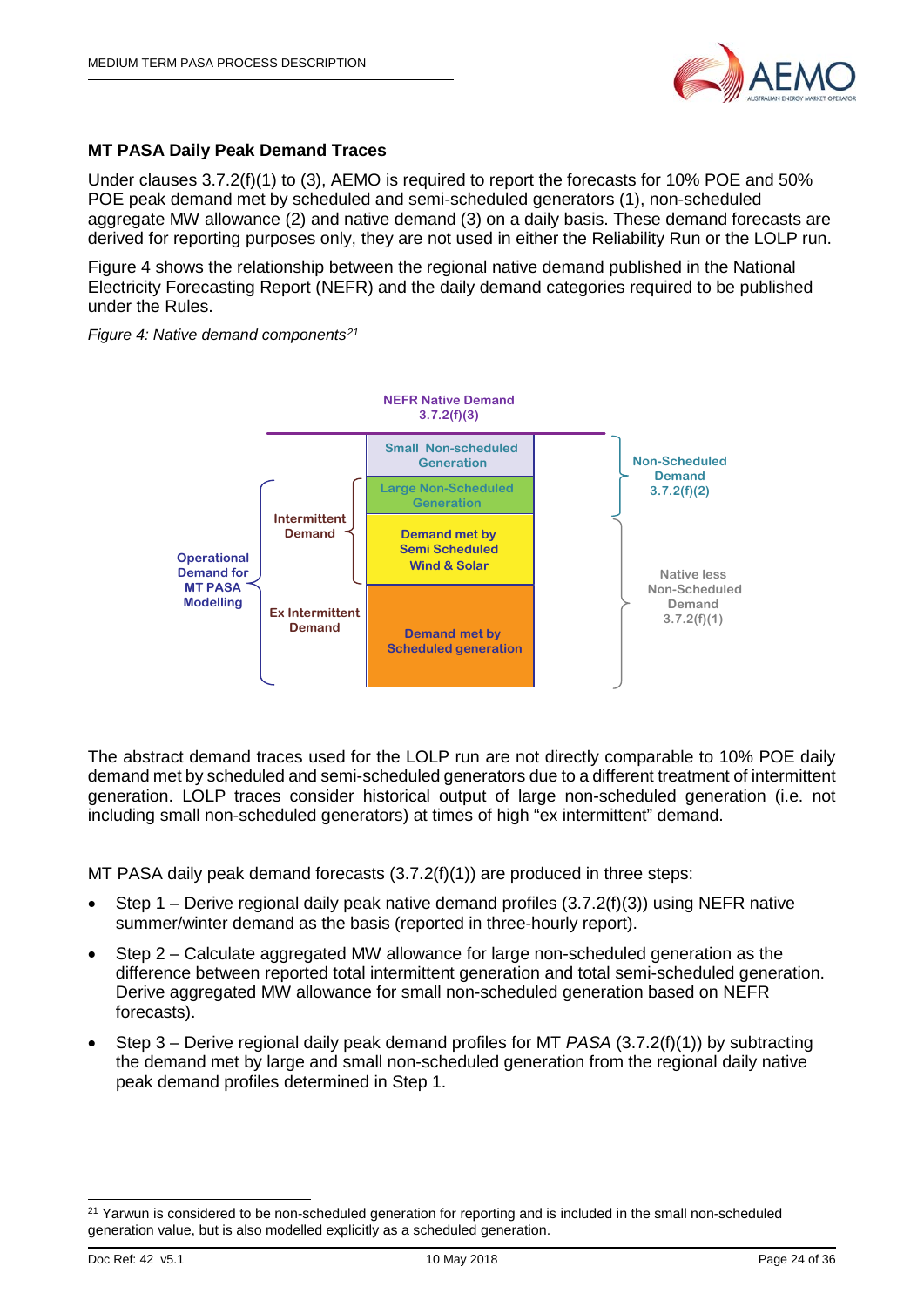**MT PASA Daily Peak Demand Traces**

Under clauses 3.7.2(f)(1) to (3), AEMO is required to report the forecasts for 10% POE and 50% POE peak demand met by scheduled and semi-scheduled generators (1), non-scheduled aggregate MW allowance (2) and native demand (3) on a daily basis. These demand forecasts are derived for reporting purposes only, they are not used in either the Reliability Run or the LOLP run.

Figure 4 shows the relationship between the regional native demand published in the National Electricity Forecasting Report (NEFR) and the daily demand categories required to be published under the Rules.

*Figure 4: Native demand components*[21]

NEFR Native Demand 3.7.2(f)(3)

Small Non-scheduled Generation

Large Non-Scheduled Generation

Demand met by Semi Scheduled Wind & Solar

Demand met by Scheduled generation

Intermittent Demand

Ex Intermittent Demand

Operational Demand for MT PASA Modelling

Non-Scheduled Demand 3.7.2(f)(2)

Native less Non-Scheduled Demand 3.7.2(f)(1)

The abstract demand traces used for the LOLP run are not directly comparable to 10% POE daily demand met by scheduled and semi-scheduled generators due to a different treatment of intermittent generation. LOLP traces consider historical output of large non-scheduled generation (i.e. not including small non-scheduled generators) at times of high "ex intermittent" demand.

MT PASA daily peak demand forecasts (3.7.2(f)(1)) are produced in three steps:

- Step 1 – Derive regional daily peak native demand profiles (3.7.2(f)(3)) using NEFR native summer/winter demand as the basis (reported in three-hourly report).
- Step 2 – Calculate aggregated MW allowance for large non-scheduled generation as the difference between reported total intermittent generation and total semi-scheduled generation. Derive aggregated MW allowance for small non-scheduled generation based on NEFR forecasts).
- Step 3 – Derive regional daily peak demand profiles for MT *PASA* (3.7.2(f)(1)) by subtracting the demand met by large and small non-scheduled generation from the regional daily native peak demand profiles determined in Step 1.

[21] Yarwun is considered to be non-scheduled generation for reporting and is included in the small non-scheduled generation value, but is also modelled explicitly as a scheduled generation.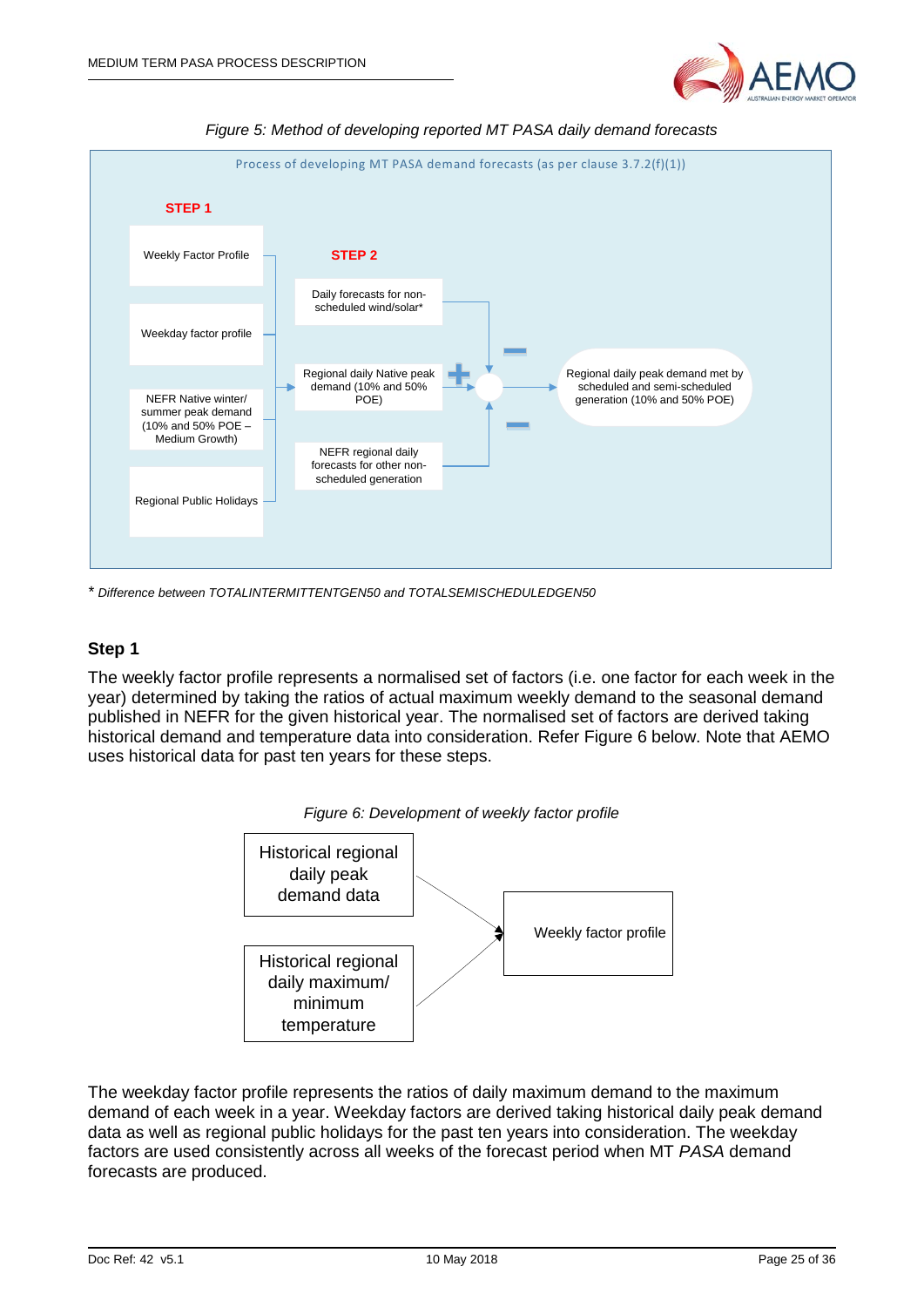*Figure 5: Method of developing reported MT PASA daily demand forecasts*

Process of developing MT PASA demand forecasts (as per clause 3.7.2(f)(1))

**STEP 1**

- Weekly Factor Profile
- Weekday factor profile
- NEFR Native winter/ summer peak demand (10% and 50% POE – Medium Growth)
- Regional Public Holidays

**STEP 2**

- Daily forecasts for non-scheduled wind/solar* (−)
- Regional daily Native peak demand (10% and 50% POE) (+)
- NEFR regional daily forecasts for other non-scheduled generation (−)

→ Regional daily peak demand met by scheduled and semi-scheduled generation (10% and 50% POE)

\* *Difference between TOTALINTERMITTENTGEN50 and TOTALSEMISCHEDULEDGEN50*

## Step 1

The weekly factor profile represents a normalised set of factors (i.e. one factor for each week in the year) determined by taking the ratios of actual maximum weekly demand to the seasonal demand published in NEFR for the given historical year. The normalised set of factors are derived taking historical demand and temperature data into consideration. Refer Figure 6 below. Note that AEMO uses historical data for past ten years for these steps.

*Figure 6: Development of weekly factor profile*

- Historical regional daily peak demand data
- Historical regional daily maximum/ minimum temperature

→ Weekly factor profile

The weekday factor profile represents the ratios of daily maximum demand to the maximum demand of each week in a year. Weekday factors are derived taking historical daily peak demand data as well as regional public holidays for the past ten years into consideration. The weekday factors are used consistently across all weeks of the forecast period when MT *PASA* demand forecasts are produced.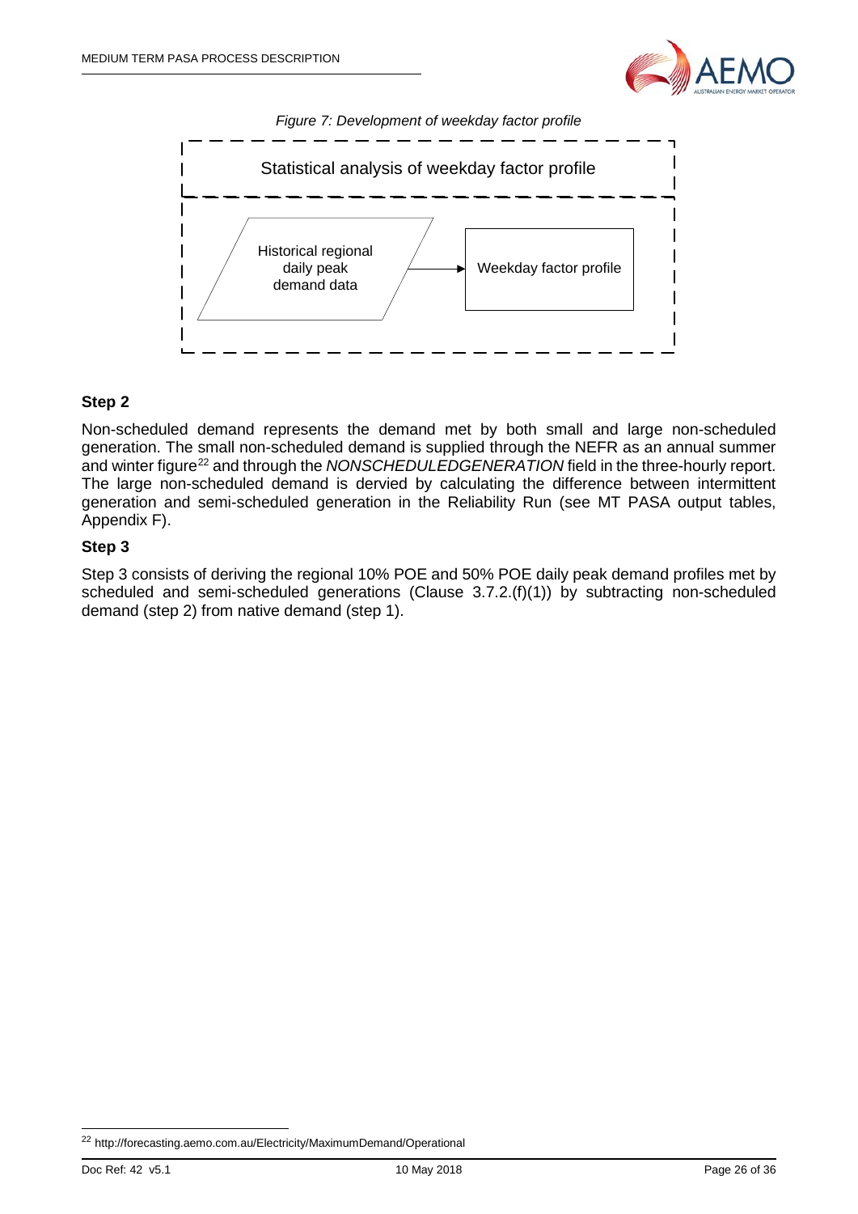*Figure 7: Development of weekday factor profile*

Statistical analysis of weekday factor profile

Historical regional daily peak demand data → Weekday factor profile

### Step 2

Non-scheduled demand represents the demand met by both small and large non-scheduled generation. The small non-scheduled demand is supplied through the NEFR as an annual summer and winter figure[22] and through the *NONSCHEDULEDGENERATION* field in the three-hourly report. The large non-scheduled demand is dervied by calculating the difference between intermittent generation and semi-scheduled generation in the Reliability Run (see MT PASA output tables, Appendix F).

### Step 3

Step 3 consists of deriving the regional 10% POE and 50% POE daily peak demand profiles met by scheduled and semi-scheduled generations (Clause 3.7.2.(f)(1)) by subtracting non-scheduled demand (step 2) from native demand (step 1).

[22] http://forecasting.aemo.com.au/Electricity/MaximumDemand/Operational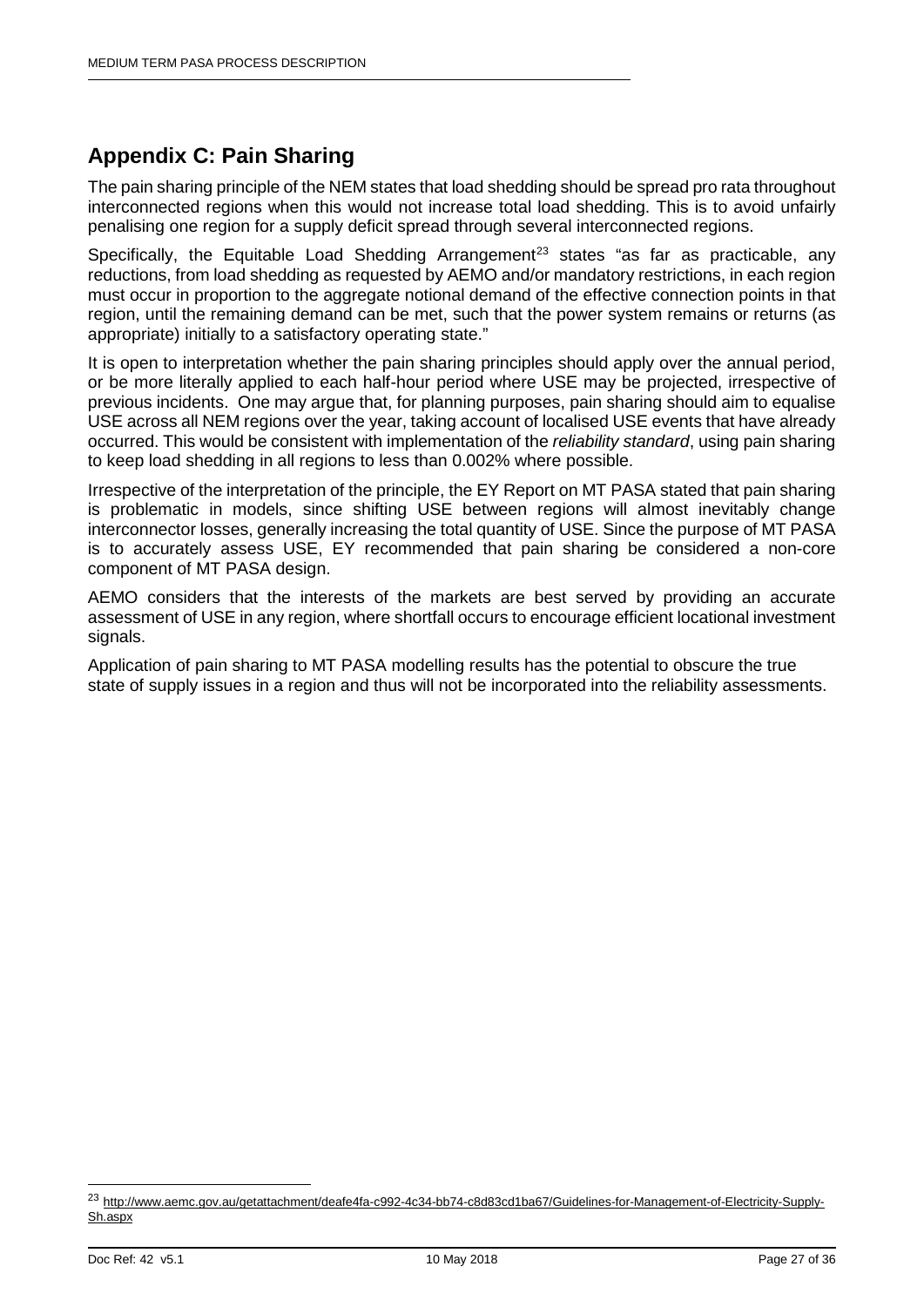## Appendix C: Pain Sharing

The pain sharing principle of the NEM states that load shedding should be spread pro rata throughout interconnected regions when this would not increase total load shedding. This is to avoid unfairly penalising one region for a supply deficit spread through several interconnected regions.

Specifically, the Equitable Load Shedding Arrangement[23] states "as far as practicable, any reductions, from load shedding as requested by AEMO and/or mandatory restrictions, in each region must occur in proportion to the aggregate notional demand of the effective connection points in that region, until the remaining demand can be met, such that the power system remains or returns (as appropriate) initially to a satisfactory operating state."

It is open to interpretation whether the pain sharing principles should apply over the annual period, or be more literally applied to each half-hour period where USE may be projected, irrespective of previous incidents. One may argue that, for planning purposes, pain sharing should aim to equalise USE across all NEM regions over the year, taking account of localised USE events that have already occurred. This would be consistent with implementation of the *reliability standard*, using pain sharing to keep load shedding in all regions to less than 0.002% where possible.

Irrespective of the interpretation of the principle, the EY Report on MT PASA stated that pain sharing is problematic in models, since shifting USE between regions will almost inevitably change interconnector losses, generally increasing the total quantity of USE. Since the purpose of MT PASA is to accurately assess USE, EY recommended that pain sharing be considered a non-core component of MT PASA design.

AEMO considers that the interests of the markets are best served by providing an accurate assessment of USE in any region, where shortfall occurs to encourage efficient locational investment signals.

Application of pain sharing to MT PASA modelling results has the potential to obscure the true state of supply issues in a region and thus will not be incorporated into the reliability assessments.

[23] http://www.aemc.gov.au/getattachment/deafe4fa-c992-4c34-bb74-c8d83cd1ba67/Guidelines-for-Management-of-Electricity-Supply-Sh.aspx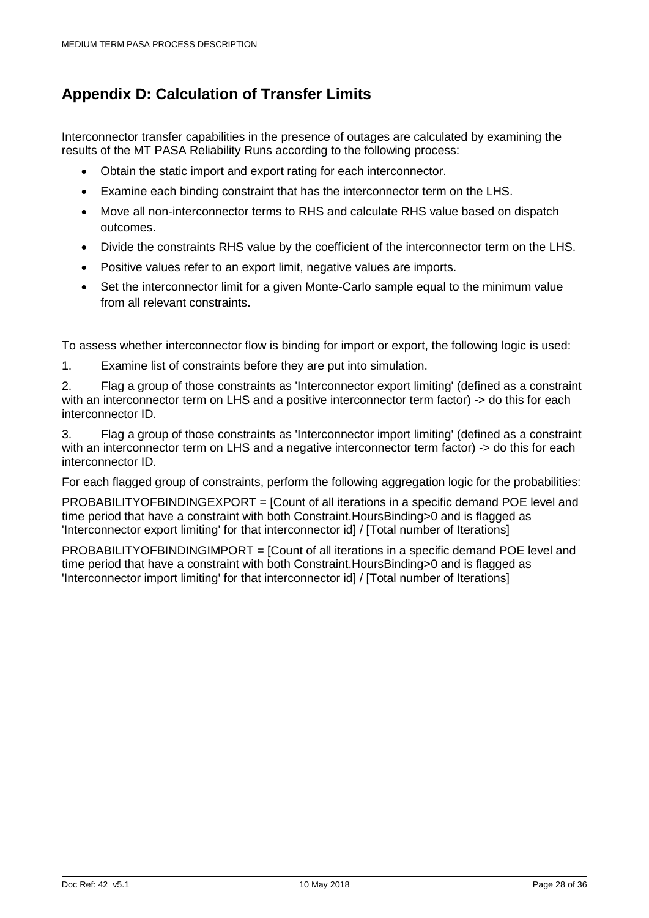# Appendix D: Calculation of Transfer Limits

Interconnector transfer capabilities in the presence of outages are calculated by examining the results of the MT PASA Reliability Runs according to the following process:

- Obtain the static import and export rating for each interconnector.
- Examine each binding constraint that has the interconnector term on the LHS.
- Move all non-interconnector terms to RHS and calculate RHS value based on dispatch outcomes.
- Divide the constraints RHS value by the coefficient of the interconnector term on the LHS.
- Positive values refer to an export limit, negative values are imports.
- Set the interconnector limit for a given Monte-Carlo sample equal to the minimum value from all relevant constraints.

To assess whether interconnector flow is binding for import or export, the following logic is used:

1. Examine list of constraints before they are put into simulation.
2. Flag a group of those constraints as 'Interconnector export limiting' (defined as a constraint with an interconnector term on LHS and a positive interconnector term factor) -> do this for each interconnector ID.
3. Flag a group of those constraints as 'Interconnector import limiting' (defined as a constraint with an interconnector term on LHS and a negative interconnector term factor) -> do this for each interconnector ID.

For each flagged group of constraints, perform the following aggregation logic for the probabilities:

PROBABILITYOFBINDINGEXPORT = [Count of all iterations in a specific demand POE level and time period that have a constraint with both Constraint.HoursBinding>0 and is flagged as 'Interconnector export limiting' for that interconnector id] / [Total number of Iterations]

PROBABILITYOFBINDINGIMPORT = [Count of all iterations in a specific demand POE level and time period that have a constraint with both Constraint.HoursBinding>0 and is flagged as 'Interconnector import limiting' for that interconnector id] / [Total number of Iterations]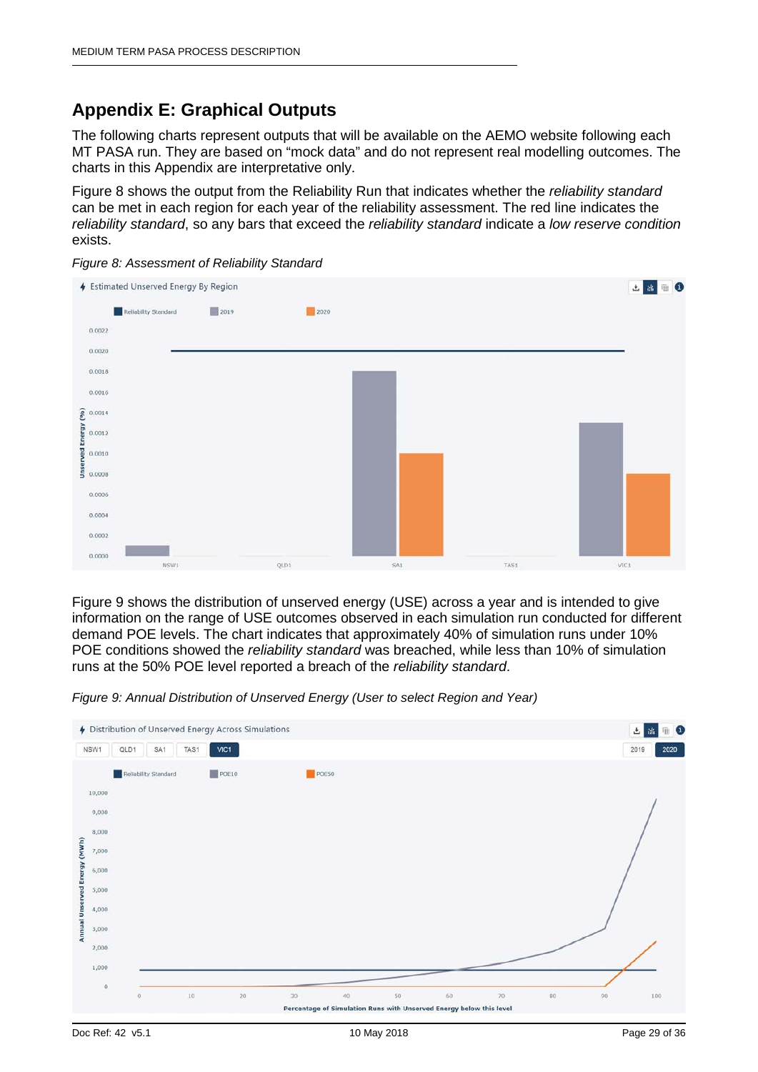# Appendix E: Graphical Outputs

The following charts represent outputs that will be available on the AEMO website following each MT PASA run. They are based on "mock data" and do not represent real modelling outcomes. The charts in this Appendix are interpretative only.

Figure 8 shows the output from the Reliability Run that indicates whether the *reliability standard* can be met in each region for each year of the reliability assessment. The red line indicates the *reliability standard*, so any bars that exceed the *reliability standard* indicate a *low reserve condition* exists.

*Figure 8: Assessment of Reliability Standard*

Figure 9 shows the distribution of unserved energy (USE) across a year and is intended to give information on the range of USE outcomes observed in each simulation run conducted for different demand POE levels. The chart indicates that approximately 40% of simulation runs under 10% POE conditions showed the *reliability standard* was breached, while less than 10% of simulation runs at the 50% POE level reported a breach of the *reliability standard*.

*Figure 9: Annual Distribution of Unserved Energy (User to select Region and Year)*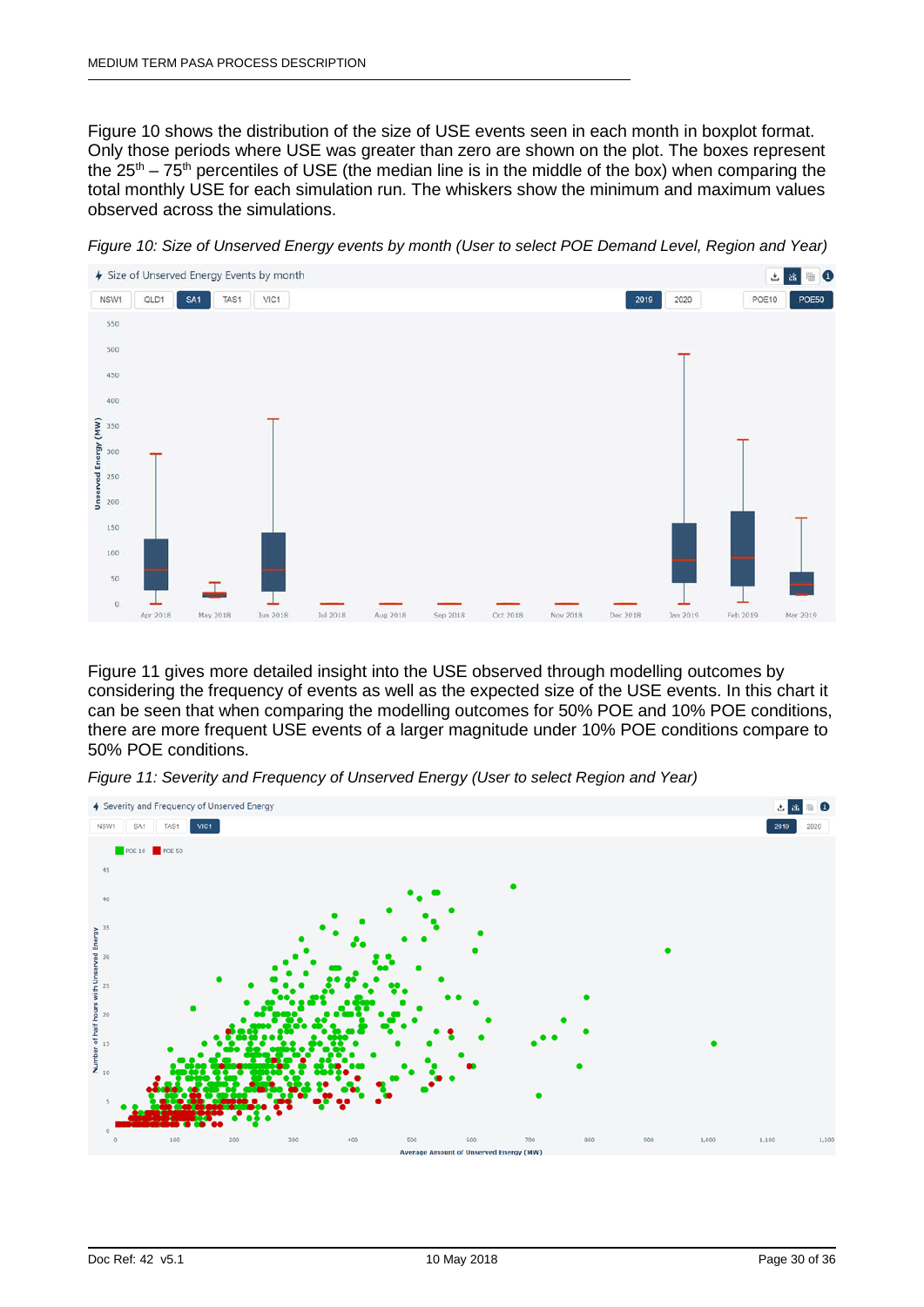Figure 10 shows the distribution of the size of USE events seen in each month in boxplot format. Only those periods where USE was greater than zero are shown on the plot. The boxes represent the 25th – 75th percentiles of USE (the median line is in the middle of the box) when comparing the total monthly USE for each simulation run. The whiskers show the minimum and maximum values observed across the simulations.

*Figure 10: Size of Unserved Energy events by month (User to select POE Demand Level, Region and Year)*

Figure 11 gives more detailed insight into the USE observed through modelling outcomes by considering the frequency of events as well as the expected size of the USE events. In this chart it can be seen that when comparing the modelling outcomes for 50% POE and 10% POE conditions, there are more frequent USE events of a larger magnitude under 10% POE conditions compare to 50% POE conditions.

*Figure 11: Severity and Frequency of Unserved Energy (User to select Region and Year)*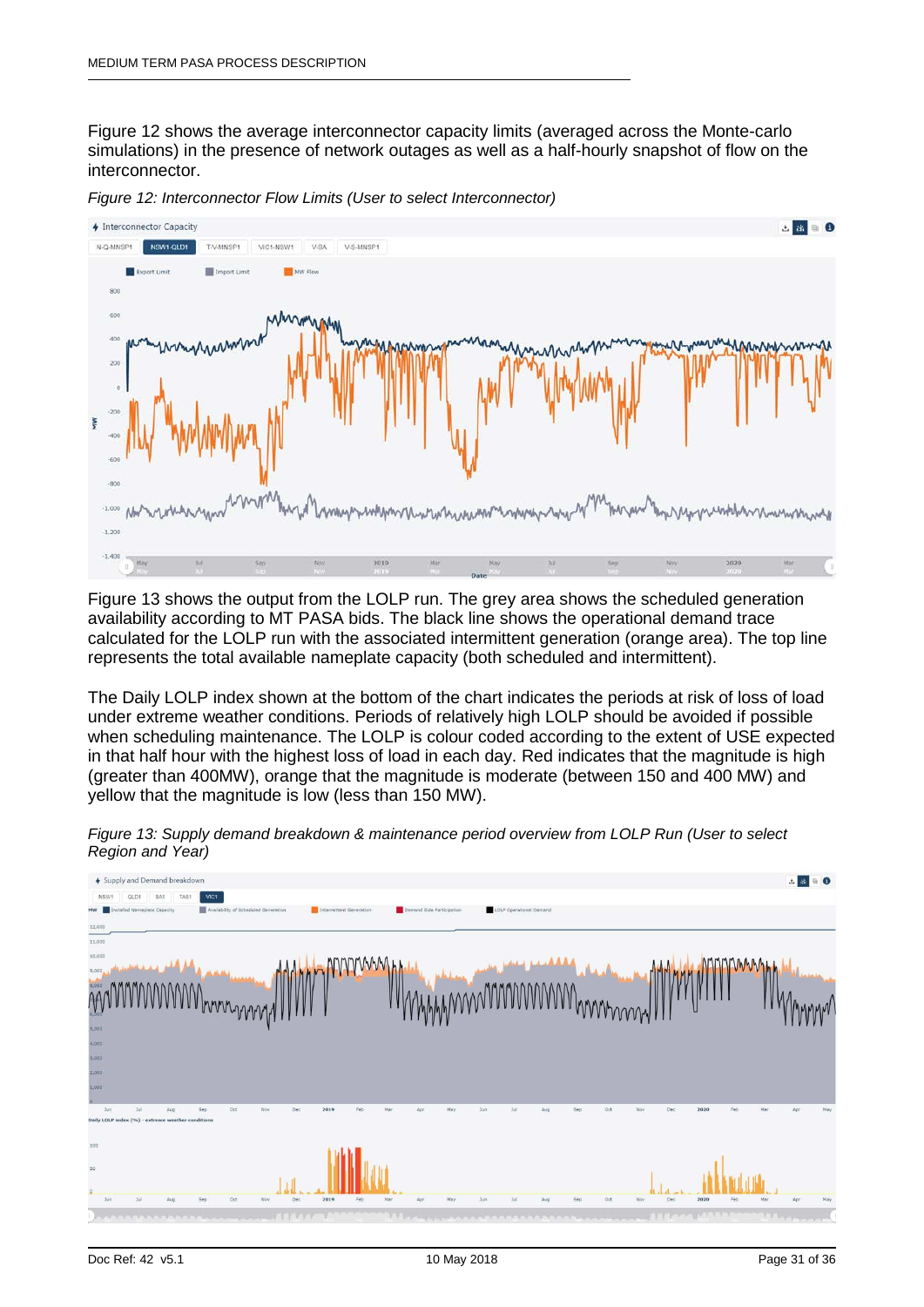Figure 12 shows the average interconnector capacity limits (averaged across the Monte-carlo simulations) in the presence of network outages as well as a half-hourly snapshot of flow on the interconnector.

*Figure 12: Interconnector Flow Limits (User to select Interconnector)*

Figure 13 shows the output from the LOLP run. The grey area shows the scheduled generation availability according to MT PASA bids. The black line shows the operational demand trace calculated for the LOLP run with the associated intermittent generation (orange area). The top line represents the total available nameplate capacity (both scheduled and intermittent).

The Daily LOLP index shown at the bottom of the chart indicates the periods at risk of loss of load under extreme weather conditions. Periods of relatively high LOLP should be avoided if possible when scheduling maintenance. The LOLP is colour coded according to the extent of USE expected in that half hour with the highest loss of load in each day. Red indicates that the magnitude is high (greater than 400MW), orange that the magnitude is moderate (between 150 and 400 MW) and yellow that the magnitude is low (less than 150 MW).

*Figure 13: Supply demand breakdown & maintenance period overview from LOLP Run (User to select Region and Year)*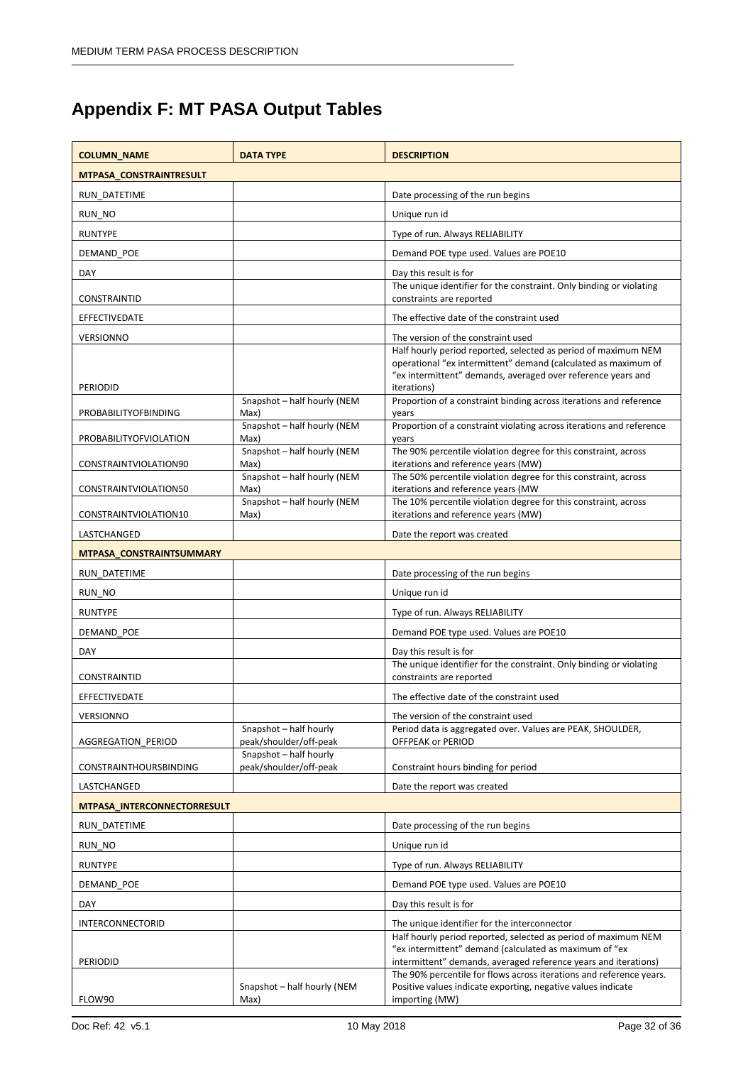# Appendix F: MT PASA Output Tables

| COLUMN_NAME | DATA TYPE | DESCRIPTION |
|---|---|---|
| **MTPASA_CONSTRAINTRESULT** | | |
| RUN_DATETIME | | Date processing of the run begins |
| RUN_NO | | Unique run id |
| RUNTYPE | | Type of run. Always RELIABILITY |
| DEMAND_POE | | Demand POE type used. Values are POE10 |
| DAY | | Day this result is for |
| CONSTRAINTID | | The unique identifier for the constraint. Only binding or violating constraints are reported |
| EFFECTIVEDATE | | The effective date of the constraint used |
| VERSIONNO | | The version of the constraint used |
| PERIODID | | Half hourly period reported, selected as period of maximum NEM operational "ex intermittent" demand (calculated as maximum of "ex intermittent" demands, averaged over reference years and iterations) |
| PROBABILITYOFBINDING | Snapshot – half hourly (NEM Max) | Proportion of a constraint binding across iterations and reference years |
| PROBABILITYOFVIOLATION | Snapshot – half hourly (NEM Max) | Proportion of a constraint violating across iterations and reference years |
| CONSTRAINTVIOLATION90 | Snapshot – half hourly (NEM Max) | The 90% percentile violation degree for this constraint, across iterations and reference years (MW) |
| CONSTRAINTVIOLATION50 | Snapshot – half hourly (NEM Max) | The 50% percentile violation degree for this constraint, across iterations and reference years (MW |
| CONSTRAINTVIOLATION10 | Snapshot – half hourly (NEM Max) | The 10% percentile violation degree for this constraint, across iterations and reference years (MW) |
| LASTCHANGED | | Date the report was created |
| **MTPASA_CONSTRAINTSUMMARY** | | |
| RUN_DATETIME | | Date processing of the run begins |
| RUN_NO | | Unique run id |
| RUNTYPE | | Type of run. Always RELIABILITY |
| DEMAND_POE | | Demand POE type used. Values are POE10 |
| DAY | | Day this result is for |
| CONSTRAINTID | | The unique identifier for the constraint. Only binding or violating constraints are reported |
| EFFECTIVEDATE | | The effective date of the constraint used |
| VERSIONNO | | The version of the constraint used |
| AGGREGATION_PERIOD | Snapshot – half hourly peak/shoulder/off-peak | Period data is aggregated over. Values are PEAK, SHOULDER, OFFPEAK or PERIOD |
| CONSTRAINTHOURSBINDING | Snapshot – half hourly peak/shoulder/off-peak | Constraint hours binding for period |
| LASTCHANGED | | Date the report was created |
| **MTPASA_INTERCONNECTORRESULT** | | |
| RUN_DATETIME | | Date processing of the run begins |
| RUN_NO | | Unique run id |
| RUNTYPE | | Type of run. Always RELIABILITY |
| DEMAND_POE | | Demand POE type used. Values are POE10 |
| DAY | | Day this result is for |
| INTERCONNECTORID | | The unique identifier for the interconnector |
| PERIODID | | Half hourly period reported, selected as period of maximum NEM "ex intermittent" demand (calculated as maximum of "ex intermittent" demands, averaged over reference years and iterations) |
| FLOW90 | Snapshot – half hourly (NEM Max) | The 90% percentile for flows across iterations and reference years. Positive values indicate exporting, negative values indicate importing (MW) |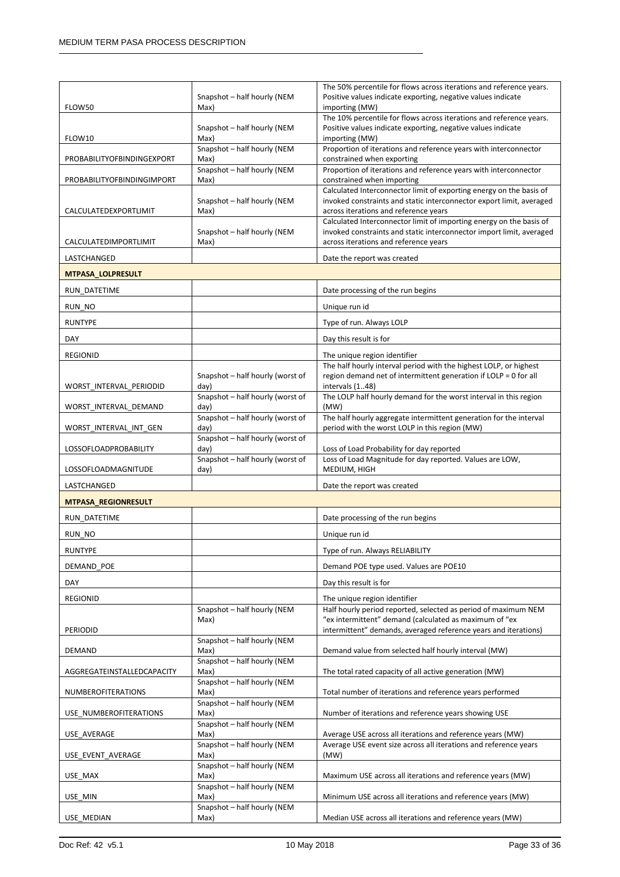| | | |
|---|---|---|
| FLOW50 | Snapshot – half hourly (NEM Max) | The 50% percentile for flows across iterations and reference years. Positive values indicate exporting, negative values indicate importing (MW) |
| FLOW10 | Snapshot – half hourly (NEM Max) | The 10% percentile for flows across iterations and reference years. Positive values indicate exporting, negative values indicate importing (MW) |
| PROBABILITYOFBINDINGEXPORT | Snapshot – half hourly (NEM Max) | Proportion of iterations and reference years with interconnector constrained when exporting |
| PROBABILITYOFBINDINGIMPORT | Snapshot – half hourly (NEM Max) | Proportion of iterations and reference years with interconnector constrained when importing |
| CALCULATEDEXPORTLIMIT | Snapshot – half hourly (NEM Max) | Calculated Interconnector limit of exporting energy on the basis of invoked constraints and static interconnector export limit, averaged across iterations and reference years |
| CALCULATEDIMPORTLIMIT | Snapshot – half hourly (NEM Max) | Calculated Interconnector limit of importing energy on the basis of invoked constraints and static interconnector import limit, averaged across iterations and reference years |
| LASTCHANGED | | Date the report was created |
| **MTPASA_LOLPRESULT** | | |
| RUN_DATETIME | | Date processing of the run begins |
| RUN_NO | | Unique run id |
| RUNTYPE | | Type of run. Always LOLP |
| DAY | | Day this result is for |
| REGIONID | | The unique region identifier |
| WORST_INTERVAL_PERIODID | Snapshot – half hourly (worst of day) | The half hourly interval period with the highest LOLP, or highest region demand net of intermittent generation if LOLP = 0 for all intervals (1..48) |
| WORST_INTERVAL_DEMAND | Snapshot – half hourly (worst of day) | The LOLP half hourly demand for the worst interval in this region (MW) |
| WORST_INTERVAL_INT_GEN | Snapshot – half hourly (worst of day) | The half hourly aggregate intermittent generation for the interval period with the worst LOLP in this region (MW) |
| LOSSOFLOADPROBABILITY | Snapshot – half hourly (worst of day) | Loss of Load Probability for day reported |
| LOSSOFLOADMAGNITUDE | Snapshot – half hourly (worst of day) | Loss of Load Magnitude for day reported. Values are LOW, MEDIUM, HIGH |
| LASTCHANGED | | Date the report was created |
| **MTPASA_REGIONRESULT** | | |
| RUN_DATETIME | | Date processing of the run begins |
| RUN_NO | | Unique run id |
| RUNTYPE | | Type of run. Always RELIABILITY |
| DEMAND_POE | | Demand POE type used. Values are POE10 |
| DAY | | Day this result is for |
| REGIONID | | The unique region identifier |
| PERIODID | Snapshot – half hourly (NEM Max) | Half hourly period reported, selected as period of maximum NEM "ex intermittent" demand (calculated as maximum of "ex intermittent" demands, averaged reference years and iterations) |
| DEMAND | Snapshot – half hourly (NEM Max) | Demand value from selected half hourly interval (MW) |
| AGGREGATEINSTALLEDCAPACITY | Snapshot – half hourly (NEM Max) | The total rated capacity of all active generation (MW) |
| NUMBEROFITERATIONS | Snapshot – half hourly (NEM Max) | Total number of iterations and reference years performed |
| USE_NUMBEROFITERATIONS | Snapshot – half hourly (NEM Max) | Number of iterations and reference years showing USE |
| USE_AVERAGE | Snapshot – half hourly (NEM Max) | Average USE across all iterations and reference years (MW) |
| USE_EVENT_AVERAGE | Snapshot – half hourly (NEM Max) | Average USE event size across all iterations and reference years (MW) |
| USE_MAX | Snapshot – half hourly (NEM Max) | Maximum USE across all iterations and reference years (MW) |
| USE_MIN | Snapshot – half hourly (NEM Max) | Minimum USE across all iterations and reference years (MW) |
| USE_MEDIAN | Snapshot – half hourly (NEM Max) | Median USE across all iterations and reference years (MW) |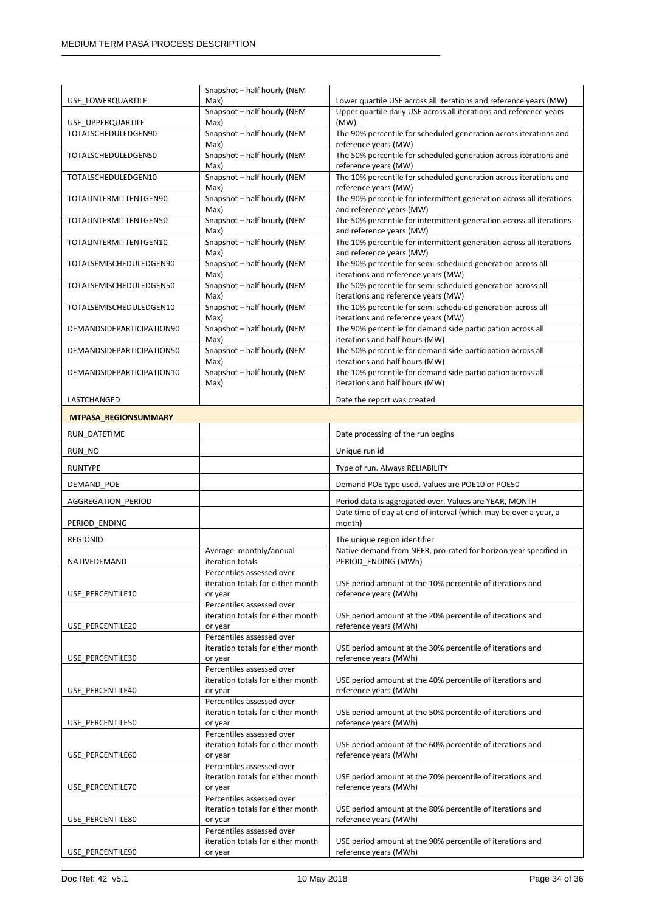| | | |
|---|---|---|
| USE_LOWERQUARTILE | Snapshot – half hourly (NEM Max) | Lower quartile USE across all iterations and reference years (MW) |
| USE_UPPERQUARTILE | Snapshot – half hourly (NEM Max) | Upper quartile daily USE across all iterations and reference years (MW) |
| TOTALSCHEDULEDGEN90 | Snapshot – half hourly (NEM Max) | The 90% percentile for scheduled generation across iterations and reference years (MW) |
| TOTALSCHEDULEDGEN50 | Snapshot – half hourly (NEM Max) | The 50% percentile for scheduled generation across iterations and reference years (MW) |
| TOTALSCHEDULEDGEN10 | Snapshot – half hourly (NEM Max) | The 10% percentile for scheduled generation across iterations and reference years (MW) |
| TOTALINTERMITTENTGEN90 | Snapshot – half hourly (NEM Max) | The 90% percentile for intermittent generation across all iterations and reference years (MW) |
| TOTALINTERMITTENTGEN50 | Snapshot – half hourly (NEM Max) | The 50% percentile for intermittent generation across all iterations and reference years (MW) |
| TOTALINTERMITTENTGEN10 | Snapshot – half hourly (NEM Max) | The 10% percentile for intermittent generation across all iterations and reference years (MW) |
| TOTALSEMISCHEDULEDGEN90 | Snapshot – half hourly (NEM Max) | The 90% percentile for semi-scheduled generation across all iterations and reference years (MW) |
| TOTALSEMISCHEDULEDGEN50 | Snapshot – half hourly (NEM Max) | The 50% percentile for semi-scheduled generation across all iterations and reference years (MW) |
| TOTALSEMISCHEDULEDGEN10 | Snapshot – half hourly (NEM Max) | The 10% percentile for semi-scheduled generation across all iterations and reference years (MW) |
| DEMANDSIDEPARTICIPATION90 | Snapshot – half hourly (NEM Max) | The 90% percentile for demand side participation across all iterations and half hours (MW) |
| DEMANDSIDEPARTICIPATION50 | Snapshot – half hourly (NEM Max) | The 50% percentile for demand side participation across all iterations and half hours (MW) |
| DEMANDSIDEPARTICIPATION10 | Snapshot – half hourly (NEM Max) | The 10% percentile for demand side participation across all iterations and half hours (MW) |
| LASTCHANGED | | Date the report was created |
| **MTPASA_REGIONSUMMARY** | | |
| RUN_DATETIME | | Date processing of the run begins |
| RUN_NO | | Unique run id |
| RUNTYPE | | Type of run. Always RELIABILITY |
| DEMAND_POE | | Demand POE type used. Values are POE10 or POE50 |
| AGGREGATION_PERIOD | | Period data is aggregated over. Values are YEAR, MONTH |
| PERIOD_ENDING | | Date time of day at end of interval (which may be over a year, a month) |
| REGIONID | | The unique region identifier |
| NATIVEDEMAND | Average monthly/annual iteration totals | Native demand from NEFR, pro-rated for horizon year specified in PERIOD_ENDING (MWh) |
| USE_PERCENTILE10 | Percentiles assessed over iteration totals for either month or year | USE period amount at the 10% percentile of iterations and reference years (MWh) |
| USE_PERCENTILE20 | Percentiles assessed over iteration totals for either month or year | USE period amount at the 20% percentile of iterations and reference years (MWh) |
| USE_PERCENTILE30 | Percentiles assessed over iteration totals for either month or year | USE period amount at the 30% percentile of iterations and reference years (MWh) |
| USE_PERCENTILE40 | Percentiles assessed over iteration totals for either month or year | USE period amount at the 40% percentile of iterations and reference years (MWh) |
| USE_PERCENTILE50 | Percentiles assessed over iteration totals for either month or year | USE period amount at the 50% percentile of iterations and reference years (MWh) |
| USE_PERCENTILE60 | Percentiles assessed over iteration totals for either month or year | USE period amount at the 60% percentile of iterations and reference years (MWh) |
| USE_PERCENTILE70 | Percentiles assessed over iteration totals for either month or year | USE period amount at the 70% percentile of iterations and reference years (MWh) |
| USE_PERCENTILE80 | Percentiles assessed over iteration totals for either month or year | USE period amount at the 80% percentile of iterations and reference years (MWh) |
| USE_PERCENTILE90 | Percentiles assessed over iteration totals for either month or year | USE period amount at the 90% percentile of iterations and reference years (MWh) |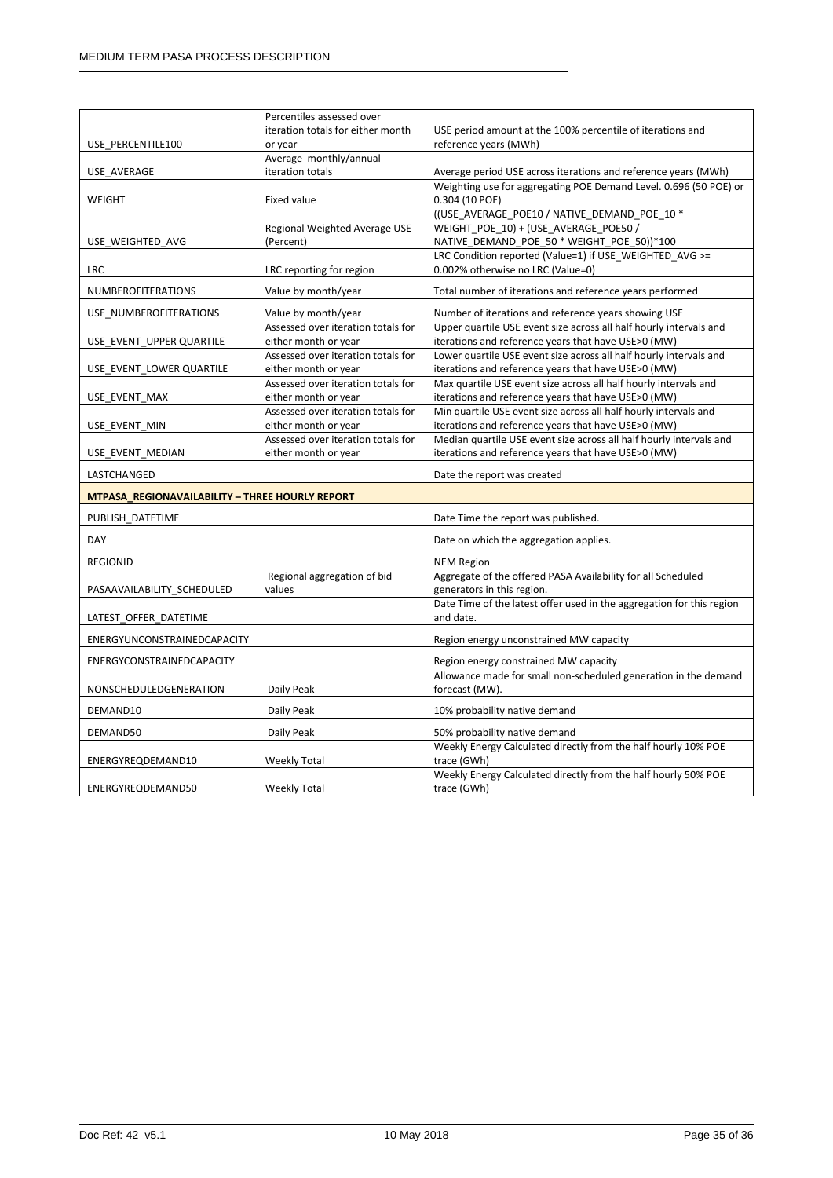| | | |
|---|---|---|
| USE_PERCENTILE100 | Percentiles assessed over iteration totals for either month or year | USE period amount at the 100% percentile of iterations and reference years (MWh) |
| USE_AVERAGE | Average monthly/annual iteration totals | Average period USE across iterations and reference years (MWh) |
| WEIGHT | Fixed value | Weighting use for aggregating POE Demand Level. 0.696 (50 POE) or 0.304 (10 POE) |
| USE_WEIGHTED_AVG | Regional Weighted Average USE (Percent) | ((USE_AVERAGE_POE10 / NATIVE_DEMAND_POE_10 * WEIGHT_POE_10) + (USE_AVERAGE_POE50 / NATIVE_DEMAND_POE_50 * WEIGHT_POE_50))*100 |
| LRC | LRC reporting for region | LRC Condition reported (Value=1) if USE_WEIGHTED_AVG >= 0.002% otherwise no LRC (Value=0) |
| NUMBEROFITERATIONS | Value by month/year | Total number of iterations and reference years performed |
| USE_NUMBEROFITERATIONS | Value by month/year | Number of iterations and reference years showing USE |
| USE_EVENT_UPPER QUARTILE | Assessed over iteration totals for either month or year | Upper quartile USE event size across all half hourly intervals and iterations and reference years that have USE>0 (MW) |
| USE_EVENT_LOWER QUARTILE | Assessed over iteration totals for either month or year | Lower quartile USE event size across all half hourly intervals and iterations and reference years that have USE>0 (MW) |
| USE_EVENT_MAX | Assessed over iteration totals for either month or year | Max quartile USE event size across all half hourly intervals and iterations and reference years that have USE>0 (MW) |
| USE_EVENT_MIN | Assessed over iteration totals for either month or year | Min quartile USE event size across all half hourly intervals and iterations and reference years that have USE>0 (MW) |
| USE_EVENT_MEDIAN | Assessed over iteration totals for either month or year | Median quartile USE event size across all half hourly intervals and iterations and reference years that have USE>0 (MW) |
| LASTCHANGED | | Date the report was created |
| **MTPASA_REGIONAVAILABILITY – THREE HOURLY REPORT** | | |
| PUBLISH_DATETIME | | Date Time the report was published. |
| DAY | | Date on which the aggregation applies. |
| REGIONID | | NEM Region |
| PASAAVAILABILITY_SCHEDULED | Regional aggregation of bid values | Aggregate of the offered PASA Availability for all Scheduled generators in this region. |
| LATEST_OFFER_DATETIME | | Date Time of the latest offer used in the aggregation for this region and date. |
| ENERGYUNCONSTRAINEDCAPACITY | | Region energy unconstrained MW capacity |
| ENERGYCONSTRAINEDCAPACITY | | Region energy constrained MW capacity |
| NONSCHEDULEDGENERATION | Daily Peak | Allowance made for small non-scheduled generation in the demand forecast (MW). |
| DEMAND10 | Daily Peak | 10% probability native demand |
| DEMAND50 | Daily Peak | 50% probability native demand |
| ENERGYREQDEMAND10 | Weekly Total | Weekly Energy Calculated directly from the half hourly 10% POE trace (GWh) |
| ENERGYREQDEMAND50 | Weekly Total | Weekly Energy Calculated directly from the half hourly 50% POE trace (GWh) |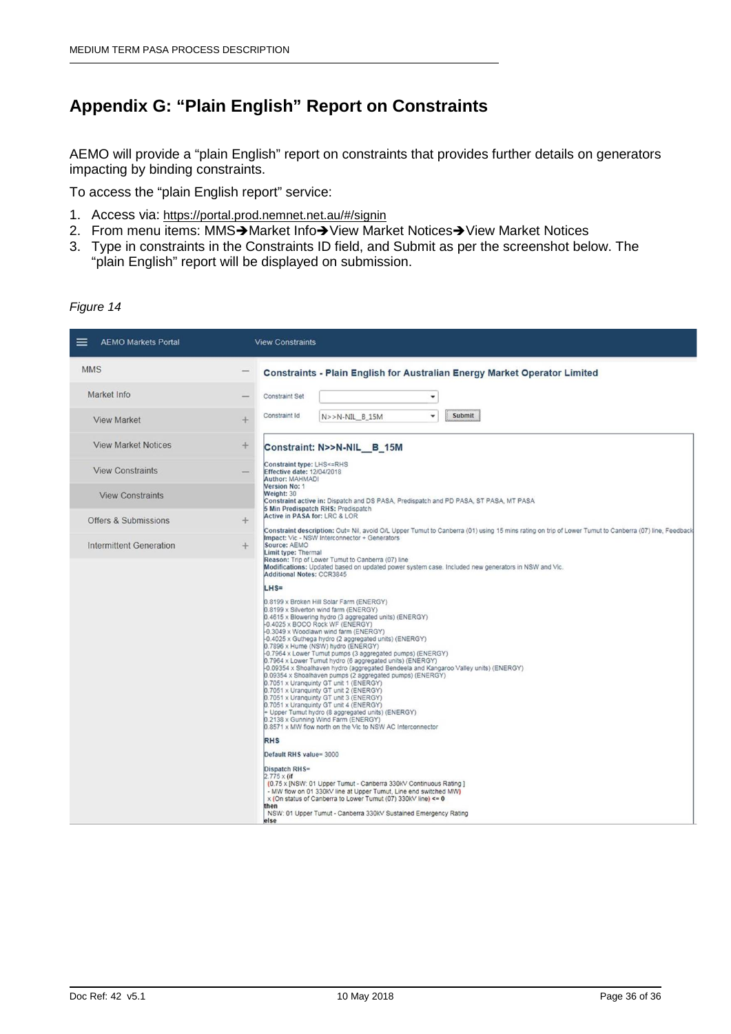# Appendix G: "Plain English" Report on Constraints

AEMO will provide a "plain English" report on constraints that provides further details on generators impacting by binding constraints.

To access the "plain English report" service:

1. Access via: https://portal.prod.nemnet.net.au/#/signin
2. From menu items: MMS➔Market Info➔View Market Notices➔View Market Notices
3. Type in constraints in the Constraints ID field, and Submit as per the screenshot below. The "plain English" report will be displayed on submission.

*Figure 14*

AEMO Markets Portal

View Constraints

MMS

Market Info

View Market

View Market Notices

View Constraints

View Constraints

Offers & Submissions

Intermittent Generation

**Constraints - Plain English for Australian Energy Market Operator Limited**

Constraint Set

Constraint Id N>>N-NIL_B_15M

Submit

**Constraint: N>>N-NIL__B_15M**

**Constraint type:** LHS<=RHS
**Effective date:** 12/04/2018
**Author:** MAHMADI
**Version No:** 1
**Weight:** 30
**Constraint active in:** Dispatch and DS PASA, Predispatch and PD PASA, ST PASA, MT PASA
**5 Min Predispatch RHS:** Predispatch
**Active in PASA for:** LRC & LOR

**Constraint description:** Out= Nil, avoid O/L Upper Tumut to Canberra (01) using 15 mins rating on trip of Lower Tumut to Canberra (07) line, Feedback
**Impact:** Vic - NSW Interconnector + Generators
**Source:** AEMO
**Limit type:** Thermal
**Reason:** Trip of Lower Tumut to Canberra (07) line
**Modifications:** Updated based on updated power system case. Included new generators in NSW and Vic.
**Additional Notes:** CCR3845

**LHS=**

0.8199 x Broken Hill Solar Farm (ENERGY)
0.8199 x Silverton wind farm (ENERGY)
0.4615 x Blowering hydro (3 aggregated units) (ENERGY)
-0.4025 x BOCO Rock WF (ENERGY)
-0.3049 x Woodlawn wind farm (ENERGY)
-0.4025 x Guthega hydro (2 aggregated units) (ENERGY)
0.7896 x Hume (NSW) hydro (ENERGY)
-0.7964 x Lower Tumut pumps (3 aggregated pumps) (ENERGY)
0.7964 x Lower Tumut hydro (6 aggregated units) (ENERGY)
-0.09354 x Shoalhaven hydro (aggregated Bendeela and Kangaroo Valley units) (ENERGY)
0.09354 x Shoalhaven pumps (2 aggregated pumps) (ENERGY)
0.7051 x Uranquinty GT unit 1 (ENERGY)
0.7051 x Uranquinty GT unit 2 (ENERGY)
0.7051 x Uranquinty GT unit 3 (ENERGY)
0.7051 x Uranquinty GT unit 4 (ENERGY)
+ Upper Tumut hydro (8 aggregated units) (ENERGY)
0.2138 x Gunning Wind Farm (ENERGY)
0.8571 x MW flow north on the Vic to NSW AC Interconnector

**RHS**

**Default RHS value=** 3000

Dispatch RHS=
2.775 x (**if**
 (0.75 x [NSW: 01 Upper Tumut - Canberra 330kV Continuous Rating ]
 - MW flow on 01 330kV line at Upper Tumut, Line end switched MW)
 x (On status of Canberra to Lower Tumut (07) 330kV line) **<= 0**
**then**
 NSW: 01 Upper Tumut - Canberra 330kV Sustained Emergency Rating
**else**